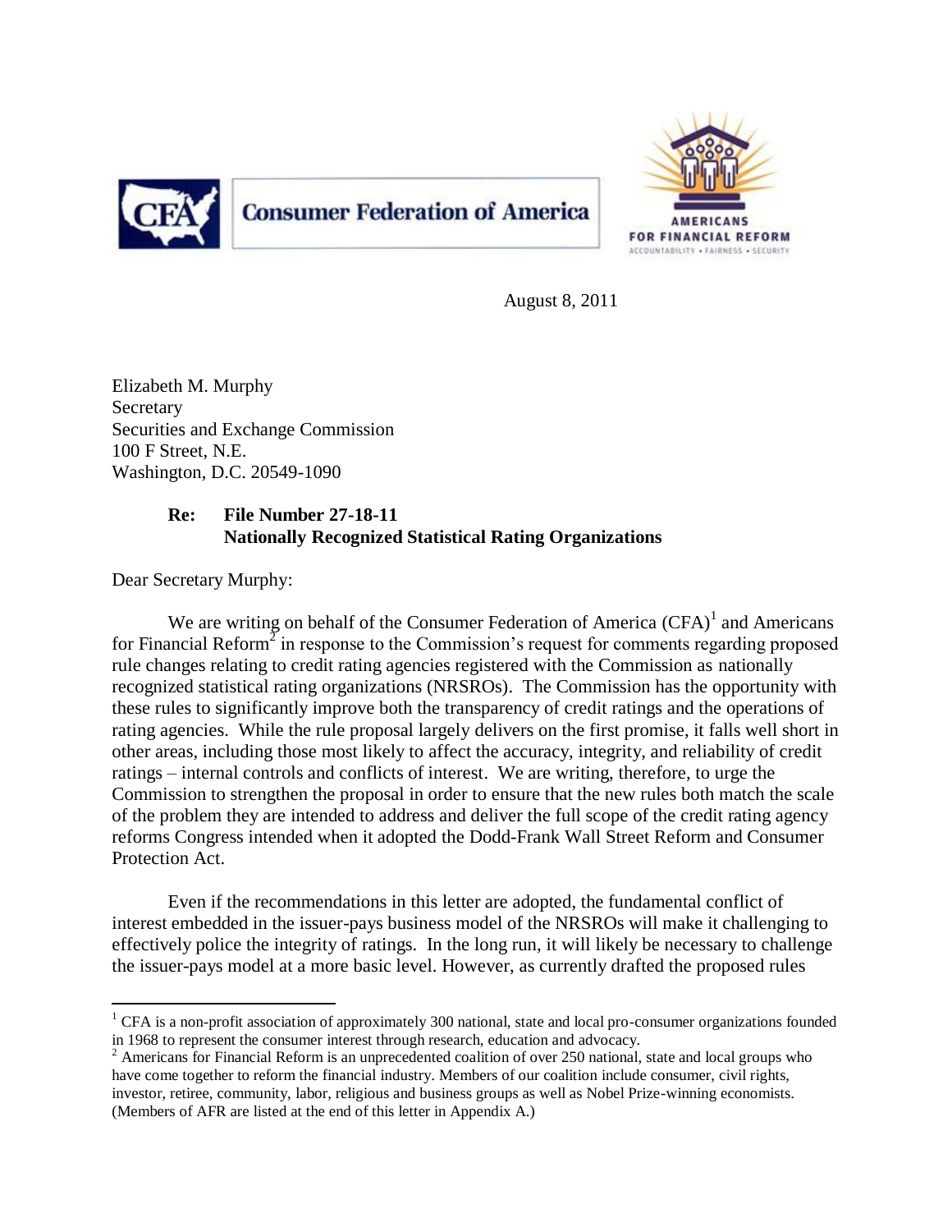Consumer Federation of America

AMERICANS FOR FINANCIAL REFORM
ACCOUNTABILITY • FAIRNESS • SECURITY

August 8, 2011

Elizabeth M. Murphy
Secretary
Securities and Exchange Commission
100 F Street, N.E.
Washington, D.C. 20549-1090

**Re: File Number 27-18-11**
**Nationally Recognized Statistical Rating Organizations**

Dear Secretary Murphy:

We are writing on behalf of the Consumer Federation of America (CFA)[1] and Americans for Financial Reform[2] in response to the Commission's request for comments regarding proposed rule changes relating to credit rating agencies registered with the Commission as nationally recognized statistical rating organizations (NRSROs). The Commission has the opportunity with these rules to significantly improve both the transparency of credit ratings and the operations of rating agencies. While the rule proposal largely delivers on the first promise, it falls well short in other areas, including those most likely to affect the accuracy, integrity, and reliability of credit ratings – internal controls and conflicts of interest. We are writing, therefore, to urge the Commission to strengthen the proposal in order to ensure that the new rules both match the scale of the problem they are intended to address and deliver the full scope of the credit rating agency reforms Congress intended when it adopted the Dodd-Frank Wall Street Reform and Consumer Protection Act.

Even if the recommendations in this letter are adopted, the fundamental conflict of interest embedded in the issuer-pays business model of the NRSROs will make it challenging to effectively police the integrity of ratings. In the long run, it will likely be necessary to challenge the issuer-pays model at a more basic level. However, as currently drafted the proposed rules

---

[1] CFA is a non-profit association of approximately 300 national, state and local pro-consumer organizations founded in 1968 to represent the consumer interest through research, education and advocacy.

[2] Americans for Financial Reform is an unprecedented coalition of over 250 national, state and local groups who have come together to reform the financial industry. Members of our coalition include consumer, civil rights, investor, retiree, community, labor, religious and business groups as well as Nobel Prize-winning economists. (Members of AFR are listed at the end of this letter in Appendix A.)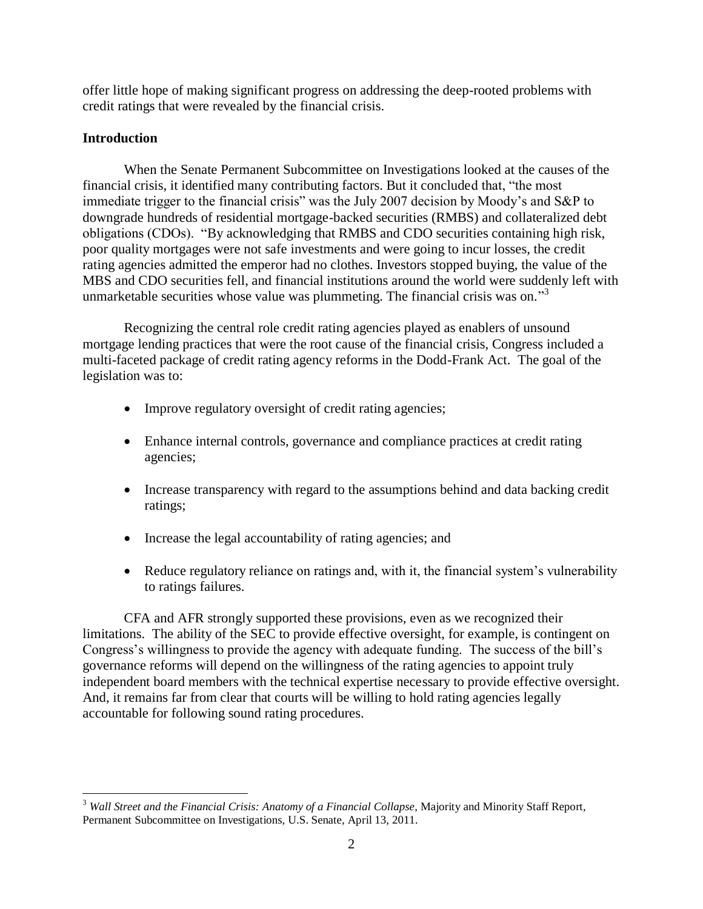offer little hope of making significant progress on addressing the deep-rooted problems with credit ratings that were revealed by the financial crisis.

**Introduction**

When the Senate Permanent Subcommittee on Investigations looked at the causes of the financial crisis, it identified many contributing factors. But it concluded that, "the most immediate trigger to the financial crisis" was the July 2007 decision by Moody's and S&P to downgrade hundreds of residential mortgage-backed securities (RMBS) and collateralized debt obligations (CDOs). "By acknowledging that RMBS and CDO securities containing high risk, poor quality mortgages were not safe investments and were going to incur losses, the credit rating agencies admitted the emperor had no clothes. Investors stopped buying, the value of the MBS and CDO securities fell, and financial institutions around the world were suddenly left with unmarketable securities whose value was plummeting. The financial crisis was on."[3]

Recognizing the central role credit rating agencies played as enablers of unsound mortgage lending practices that were the root cause of the financial crisis, Congress included a multi-faceted package of credit rating agency reforms in the Dodd-Frank Act. The goal of the legislation was to:

- Improve regulatory oversight of credit rating agencies;
- Enhance internal controls, governance and compliance practices at credit rating agencies;
- Increase transparency with regard to the assumptions behind and data backing credit ratings;
- Increase the legal accountability of rating agencies; and
- Reduce regulatory reliance on ratings and, with it, the financial system's vulnerability to ratings failures.

CFA and AFR strongly supported these provisions, even as we recognized their limitations. The ability of the SEC to provide effective oversight, for example, is contingent on Congress's willingness to provide the agency with adequate funding. The success of the bill's governance reforms will depend on the willingness of the rating agencies to appoint truly independent board members with the technical expertise necessary to provide effective oversight. And, it remains far from clear that courts will be willing to hold rating agencies legally accountable for following sound rating procedures.

[3] *Wall Street and the Financial Crisis: Anatomy of a Financial Collapse*, Majority and Minority Staff Report, Permanent Subcommittee on Investigations, U.S. Senate, April 13, 2011.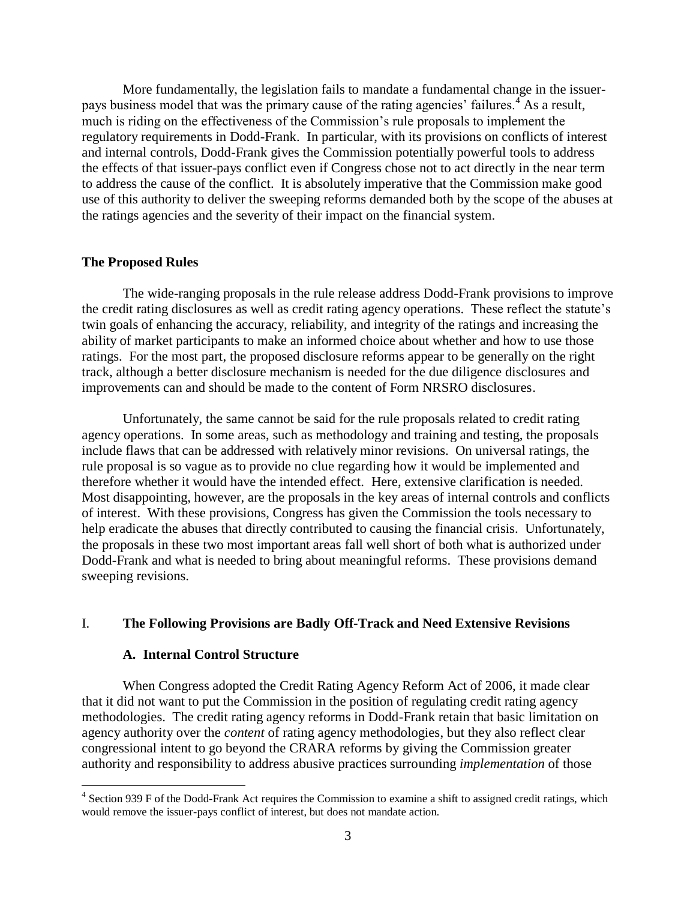More fundamentally, the legislation fails to mandate a fundamental change in the issuer-pays business model that was the primary cause of the rating agencies' failures.[4] As a result, much is riding on the effectiveness of the Commission's rule proposals to implement the regulatory requirements in Dodd-Frank. In particular, with its provisions on conflicts of interest and internal controls, Dodd-Frank gives the Commission potentially powerful tools to address the effects of that issuer-pays conflict even if Congress chose not to act directly in the near term to address the cause of the conflict. It is absolutely imperative that the Commission make good use of this authority to deliver the sweeping reforms demanded both by the scope of the abuses at the ratings agencies and the severity of their impact on the financial system.

## The Proposed Rules

The wide-ranging proposals in the rule release address Dodd-Frank provisions to improve the credit rating disclosures as well as credit rating agency operations. These reflect the statute's twin goals of enhancing the accuracy, reliability, and integrity of the ratings and increasing the ability of market participants to make an informed choice about whether and how to use those ratings. For the most part, the proposed disclosure reforms appear to be generally on the right track, although a better disclosure mechanism is needed for the due diligence disclosures and improvements can and should be made to the content of Form NRSRO disclosures.

Unfortunately, the same cannot be said for the rule proposals related to credit rating agency operations. In some areas, such as methodology and training and testing, the proposals include flaws that can be addressed with relatively minor revisions. On universal ratings, the rule proposal is so vague as to provide no clue regarding how it would be implemented and therefore whether it would have the intended effect. Here, extensive clarification is needed. Most disappointing, however, are the proposals in the key areas of internal controls and conflicts of interest. With these provisions, Congress has given the Commission the tools necessary to help eradicate the abuses that directly contributed to causing the financial crisis. Unfortunately, the proposals in these two most important areas fall well short of both what is authorized under Dodd-Frank and what is needed to bring about meaningful reforms. These provisions demand sweeping revisions.

## I. The Following Provisions are Badly Off-Track and Need Extensive Revisions

### A. Internal Control Structure

When Congress adopted the Credit Rating Agency Reform Act of 2006, it made clear that it did not want to put the Commission in the position of regulating credit rating agency methodologies. The credit rating agency reforms in Dodd-Frank retain that basic limitation on agency authority over the *content* of rating agency methodologies, but they also reflect clear congressional intent to go beyond the CRARA reforms by giving the Commission greater authority and responsibility to address abusive practices surrounding *implementation* of those

[4] Section 939 F of the Dodd-Frank Act requires the Commission to examine a shift to assigned credit ratings, which would remove the issuer-pays conflict of interest, but does not mandate action.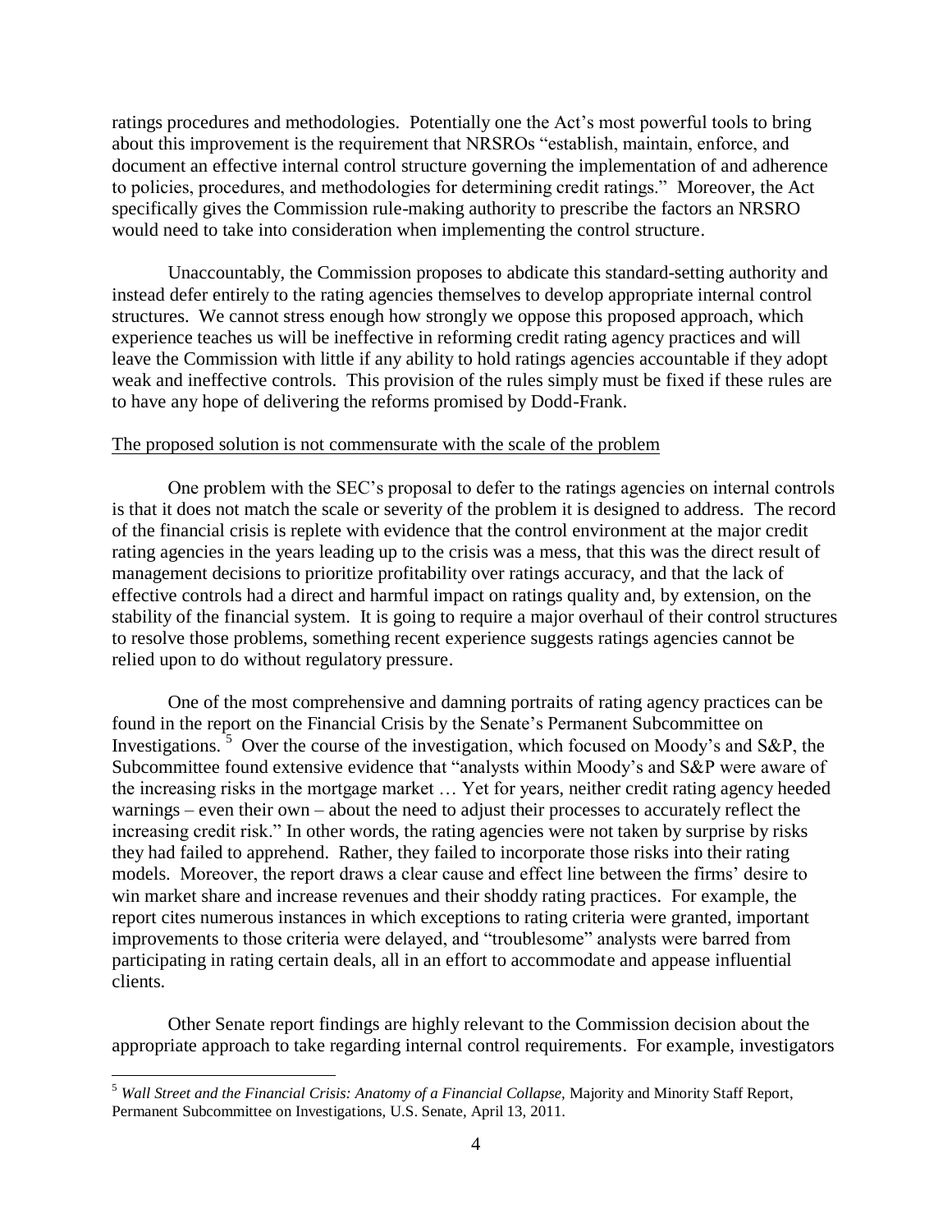ratings procedures and methodologies. Potentially one the Act's most powerful tools to bring about this improvement is the requirement that NRSROs "establish, maintain, enforce, and document an effective internal control structure governing the implementation of and adherence to policies, procedures, and methodologies for determining credit ratings." Moreover, the Act specifically gives the Commission rule-making authority to prescribe the factors an NRSRO would need to take into consideration when implementing the control structure.

Unaccountably, the Commission proposes to abdicate this standard-setting authority and instead defer entirely to the rating agencies themselves to develop appropriate internal control structures. We cannot stress enough how strongly we oppose this proposed approach, which experience teaches us will be ineffective in reforming credit rating agency practices and will leave the Commission with little if any ability to hold ratings agencies accountable if they adopt weak and ineffective controls. This provision of the rules simply must be fixed if these rules are to have any hope of delivering the reforms promised by Dodd-Frank.

<u>The proposed solution is not commensurate with the scale of the problem</u>

One problem with the SEC's proposal to defer to the ratings agencies on internal controls is that it does not match the scale or severity of the problem it is designed to address. The record of the financial crisis is replete with evidence that the control environment at the major credit rating agencies in the years leading up to the crisis was a mess, that this was the direct result of management decisions to prioritize profitability over ratings accuracy, and that the lack of effective controls had a direct and harmful impact on ratings quality and, by extension, on the stability of the financial system. It is going to require a major overhaul of their control structures to resolve those problems, something recent experience suggests ratings agencies cannot be relied upon to do without regulatory pressure.

One of the most comprehensive and damning portraits of rating agency practices can be found in the report on the Financial Crisis by the Senate's Permanent Subcommittee on Investigations. [5] Over the course of the investigation, which focused on Moody's and S&P, the Subcommittee found extensive evidence that "analysts within Moody's and S&P were aware of the increasing risks in the mortgage market … Yet for years, neither credit rating agency heeded warnings – even their own – about the need to adjust their processes to accurately reflect the increasing credit risk." In other words, the rating agencies were not taken by surprise by risks they had failed to apprehend. Rather, they failed to incorporate those risks into their rating models. Moreover, the report draws a clear cause and effect line between the firms' desire to win market share and increase revenues and their shoddy rating practices. For example, the report cites numerous instances in which exceptions to rating criteria were granted, important improvements to those criteria were delayed, and "troublesome" analysts were barred from participating in rating certain deals, all in an effort to accommodate and appease influential clients.

Other Senate report findings are highly relevant to the Commission decision about the appropriate approach to take regarding internal control requirements. For example, investigators

---

[5] *Wall Street and the Financial Crisis: Anatomy of a Financial Collapse,* Majority and Minority Staff Report, Permanent Subcommittee on Investigations, U.S. Senate, April 13, 2011.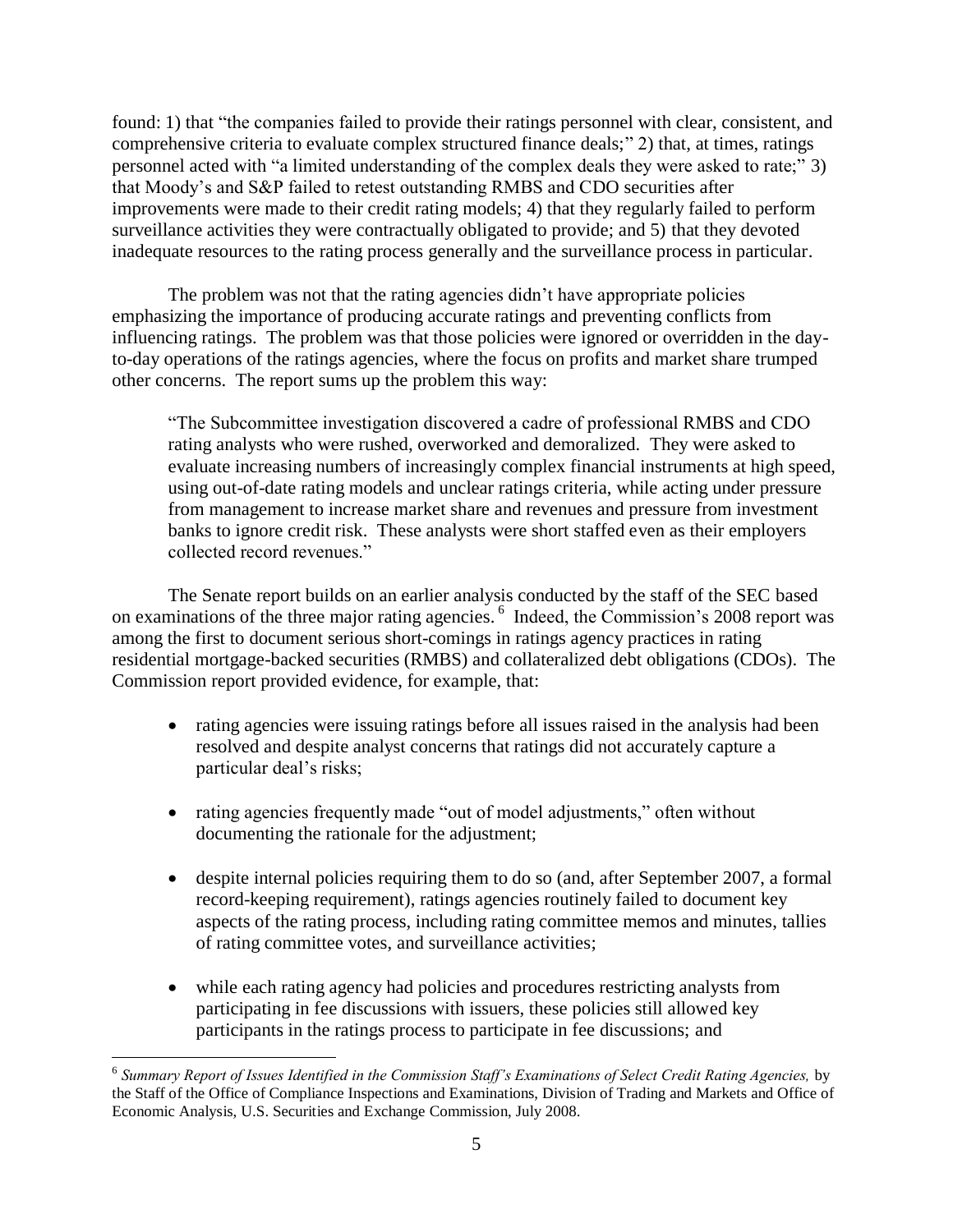found: 1) that "the companies failed to provide their ratings personnel with clear, consistent, and comprehensive criteria to evaluate complex structured finance deals;" 2) that, at times, ratings personnel acted with "a limited understanding of the complex deals they were asked to rate;" 3) that Moody's and S&P failed to retest outstanding RMBS and CDO securities after improvements were made to their credit rating models; 4) that they regularly failed to perform surveillance activities they were contractually obligated to provide; and 5) that they devoted inadequate resources to the rating process generally and the surveillance process in particular.

The problem was not that the rating agencies didn't have appropriate policies emphasizing the importance of producing accurate ratings and preventing conflicts from influencing ratings. The problem was that those policies were ignored or overridden in the day-to-day operations of the ratings agencies, where the focus on profits and market share trumped other concerns. The report sums up the problem this way:

> "The Subcommittee investigation discovered a cadre of professional RMBS and CDO rating analysts who were rushed, overworked and demoralized. They were asked to evaluate increasing numbers of increasingly complex financial instruments at high speed, using out-of-date rating models and unclear ratings criteria, while acting under pressure from management to increase market share and revenues and pressure from investment banks to ignore credit risk. These analysts were short staffed even as their employers collected record revenues."

The Senate report builds on an earlier analysis conducted by the staff of the SEC based on examinations of the three major rating agencies. [6] Indeed, the Commission's 2008 report was among the first to document serious short-comings in ratings agency practices in rating residential mortgage-backed securities (RMBS) and collateralized debt obligations (CDOs). The Commission report provided evidence, for example, that:

- rating agencies were issuing ratings before all issues raised in the analysis had been resolved and despite analyst concerns that ratings did not accurately capture a particular deal's risks;
- rating agencies frequently made "out of model adjustments," often without documenting the rationale for the adjustment;
- despite internal policies requiring them to do so (and, after September 2007, a formal record-keeping requirement), ratings agencies routinely failed to document key aspects of the rating process, including rating committee memos and minutes, tallies of rating committee votes, and surveillance activities;
- while each rating agency had policies and procedures restricting analysts from participating in fee discussions with issuers, these policies still allowed key participants in the ratings process to participate in fee discussions; and

[6] *Summary Report of Issues Identified in the Commission Staff's Examinations of Select Credit Rating Agencies,* by the Staff of the Office of Compliance Inspections and Examinations, Division of Trading and Markets and Office of Economic Analysis, U.S. Securities and Exchange Commission, July 2008.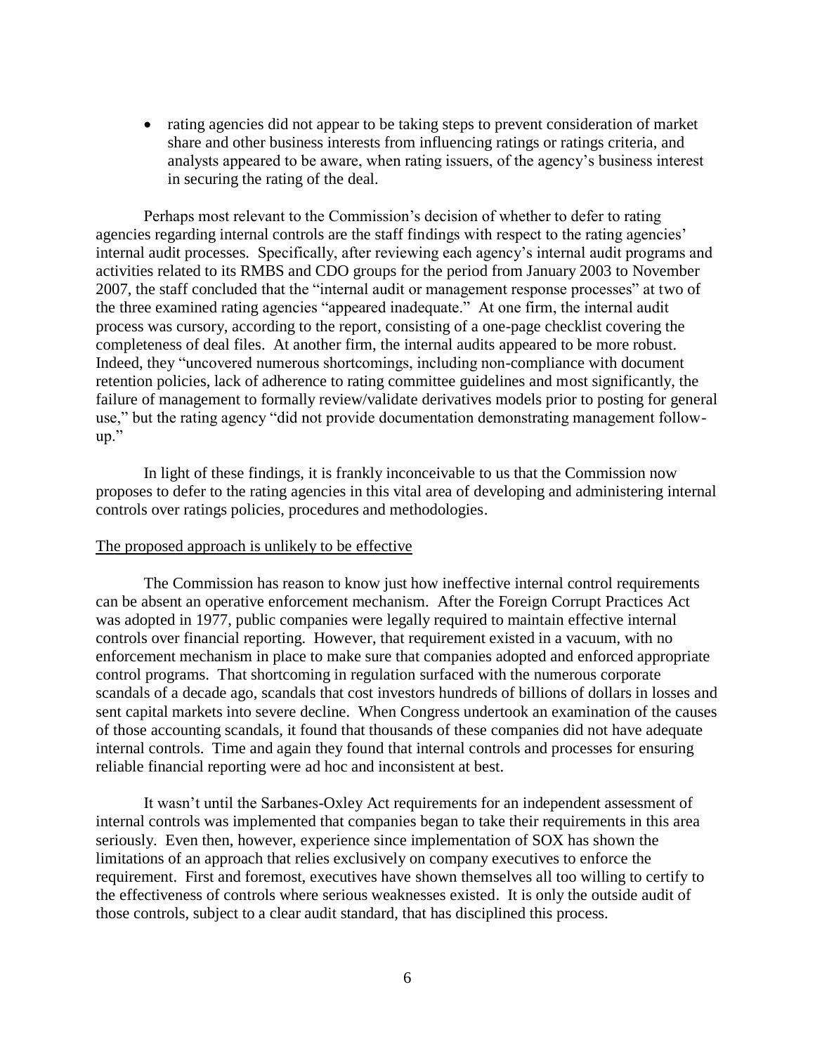- rating agencies did not appear to be taking steps to prevent consideration of market share and other business interests from influencing ratings or ratings criteria, and analysts appeared to be aware, when rating issuers, of the agency's business interest in securing the rating of the deal.

Perhaps most relevant to the Commission's decision of whether to defer to rating agencies regarding internal controls are the staff findings with respect to the rating agencies' internal audit processes. Specifically, after reviewing each agency's internal audit programs and activities related to its RMBS and CDO groups for the period from January 2003 to November 2007, the staff concluded that the "internal audit or management response processes" at two of the three examined rating agencies "appeared inadequate." At one firm, the internal audit process was cursory, according to the report, consisting of a one-page checklist covering the completeness of deal files. At another firm, the internal audits appeared to be more robust. Indeed, they "uncovered numerous shortcomings, including non-compliance with document retention policies, lack of adherence to rating committee guidelines and most significantly, the failure of management to formally review/validate derivatives models prior to posting for general use," but the rating agency "did not provide documentation demonstrating management follow-up."

In light of these findings, it is frankly inconceivable to us that the Commission now proposes to defer to the rating agencies in this vital area of developing and administering internal controls over ratings policies, procedures and methodologies.

<u>The proposed approach is unlikely to be effective</u>

The Commission has reason to know just how ineffective internal control requirements can be absent an operative enforcement mechanism. After the Foreign Corrupt Practices Act was adopted in 1977, public companies were legally required to maintain effective internal controls over financial reporting. However, that requirement existed in a vacuum, with no enforcement mechanism in place to make sure that companies adopted and enforced appropriate control programs. That shortcoming in regulation surfaced with the numerous corporate scandals of a decade ago, scandals that cost investors hundreds of billions of dollars in losses and sent capital markets into severe decline. When Congress undertook an examination of the causes of those accounting scandals, it found that thousands of these companies did not have adequate internal controls. Time and again they found that internal controls and processes for ensuring reliable financial reporting were ad hoc and inconsistent at best.

It wasn't until the Sarbanes-Oxley Act requirements for an independent assessment of internal controls was implemented that companies began to take their requirements in this area seriously. Even then, however, experience since implementation of SOX has shown the limitations of an approach that relies exclusively on company executives to enforce the requirement. First and foremost, executives have shown themselves all too willing to certify to the effectiveness of controls where serious weaknesses existed. It is only the outside audit of those controls, subject to a clear audit standard, that has disciplined this process.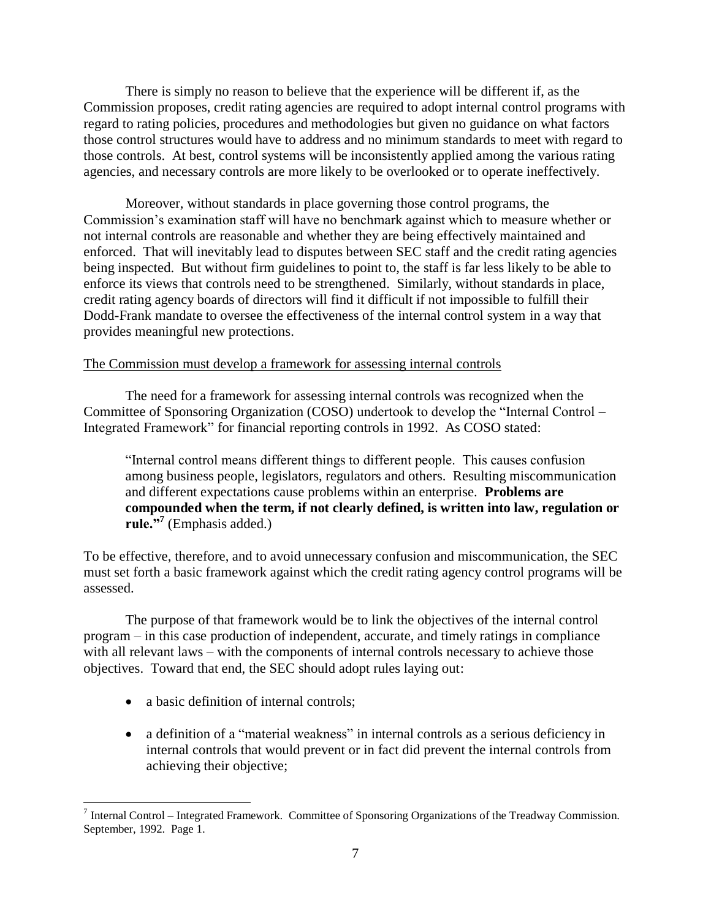There is simply no reason to believe that the experience will be different if, as the Commission proposes, credit rating agencies are required to adopt internal control programs with regard to rating policies, procedures and methodologies but given no guidance on what factors those control structures would have to address and no minimum standards to meet with regard to those controls. At best, control systems will be inconsistently applied among the various rating agencies, and necessary controls are more likely to be overlooked or to operate ineffectively.

Moreover, without standards in place governing those control programs, the Commission's examination staff will have no benchmark against which to measure whether or not internal controls are reasonable and whether they are being effectively maintained and enforced. That will inevitably lead to disputes between SEC staff and the credit rating agencies being inspected. But without firm guidelines to point to, the staff is far less likely to be able to enforce its views that controls need to be strengthened. Similarly, without standards in place, credit rating agency boards of directors will find it difficult if not impossible to fulfill their Dodd-Frank mandate to oversee the effectiveness of the internal control system in a way that provides meaningful new protections.

<u>The Commission must develop a framework for assessing internal controls</u>

The need for a framework for assessing internal controls was recognized when the Committee of Sponsoring Organization (COSO) undertook to develop the "Internal Control – Integrated Framework" for financial reporting controls in 1992. As COSO stated:

> "Internal control means different things to different people. This causes confusion among business people, legislators, regulators and others. Resulting miscommunication and different expectations cause problems within an enterprise. **Problems are compounded when the term, if not clearly defined, is written into law, regulation or rule."**[7] (Emphasis added.)

To be effective, therefore, and to avoid unnecessary confusion and miscommunication, the SEC must set forth a basic framework against which the credit rating agency control programs will be assessed.

The purpose of that framework would be to link the objectives of the internal control program – in this case production of independent, accurate, and timely ratings in compliance with all relevant laws – with the components of internal controls necessary to achieve those objectives. Toward that end, the SEC should adopt rules laying out:

- a basic definition of internal controls;
- a definition of a "material weakness" in internal controls as a serious deficiency in internal controls that would prevent or in fact did prevent the internal controls from achieving their objective;

---

[7] Internal Control – Integrated Framework. Committee of Sponsoring Organizations of the Treadway Commission. September, 1992. Page 1.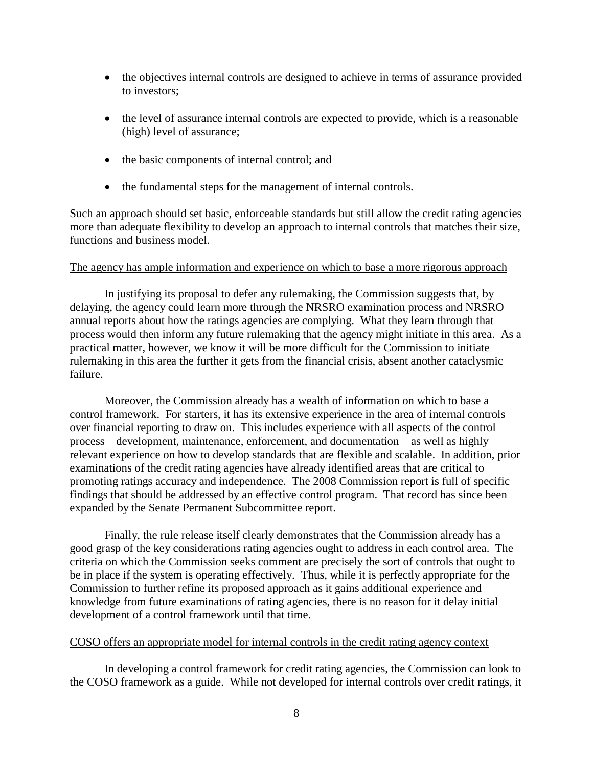- the objectives internal controls are designed to achieve in terms of assurance provided to investors;
- the level of assurance internal controls are expected to provide, which is a reasonable (high) level of assurance;
- the basic components of internal control; and
- the fundamental steps for the management of internal controls.

Such an approach should set basic, enforceable standards but still allow the credit rating agencies more than adequate flexibility to develop an approach to internal controls that matches their size, functions and business model.

The agency has ample information and experience on which to base a more rigorous approach

In justifying its proposal to defer any rulemaking, the Commission suggests that, by delaying, the agency could learn more through the NRSRO examination process and NRSRO annual reports about how the ratings agencies are complying. What they learn through that process would then inform any future rulemaking that the agency might initiate in this area. As a practical matter, however, we know it will be more difficult for the Commission to initiate rulemaking in this area the further it gets from the financial crisis, absent another cataclysmic failure.

Moreover, the Commission already has a wealth of information on which to base a control framework. For starters, it has its extensive experience in the area of internal controls over financial reporting to draw on. This includes experience with all aspects of the control process – development, maintenance, enforcement, and documentation – as well as highly relevant experience on how to develop standards that are flexible and scalable. In addition, prior examinations of the credit rating agencies have already identified areas that are critical to promoting ratings accuracy and independence. The 2008 Commission report is full of specific findings that should be addressed by an effective control program. That record has since been expanded by the Senate Permanent Subcommittee report.

Finally, the rule release itself clearly demonstrates that the Commission already has a good grasp of the key considerations rating agencies ought to address in each control area. The criteria on which the Commission seeks comment are precisely the sort of controls that ought to be in place if the system is operating effectively. Thus, while it is perfectly appropriate for the Commission to further refine its proposed approach as it gains additional experience and knowledge from future examinations of rating agencies, there is no reason for it delay initial development of a control framework until that time.

COSO offers an appropriate model for internal controls in the credit rating agency context

In developing a control framework for credit rating agencies, the Commission can look to the COSO framework as a guide. While not developed for internal controls over credit ratings, it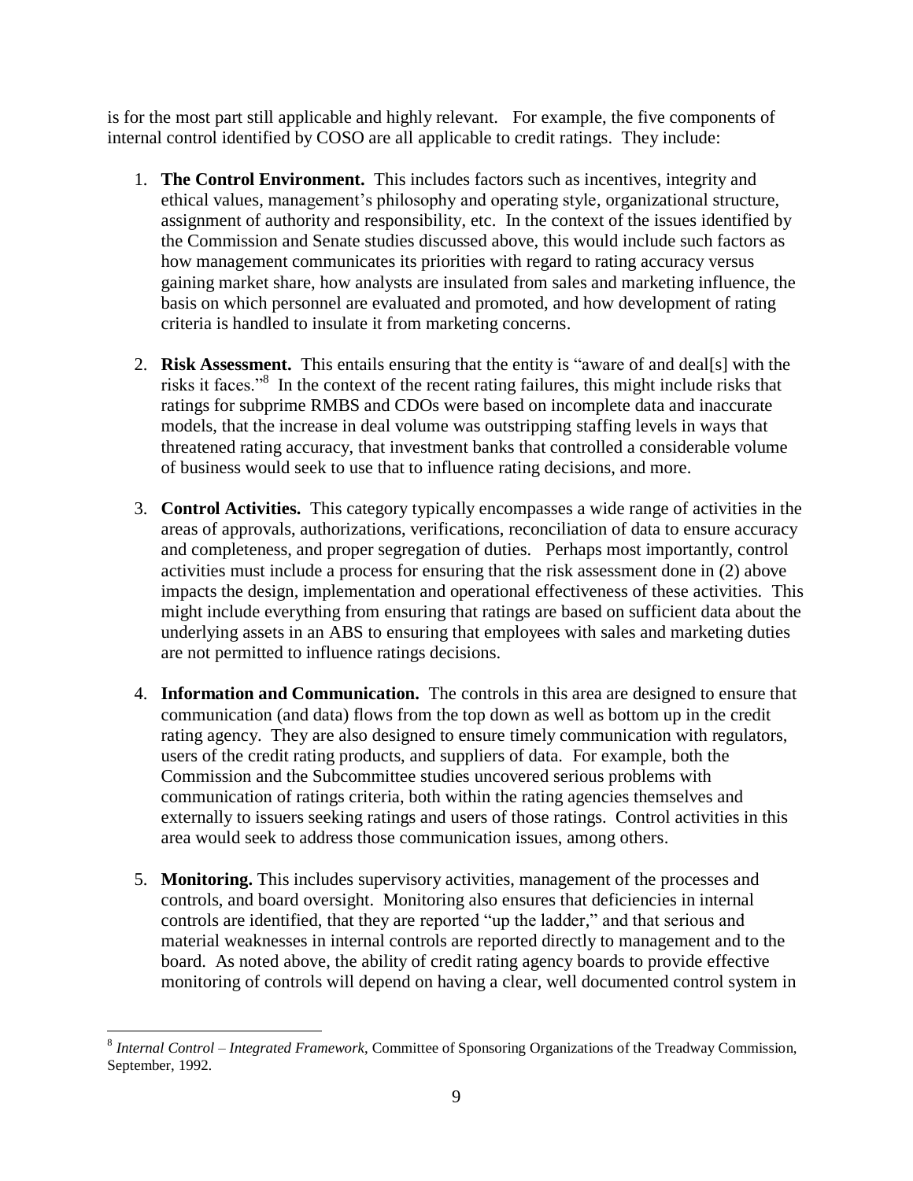is for the most part still applicable and highly relevant. For example, the five components of internal control identified by COSO are all applicable to credit ratings. They include:

1. **The Control Environment.** This includes factors such as incentives, integrity and ethical values, management's philosophy and operating style, organizational structure, assignment of authority and responsibility, etc. In the context of the issues identified by the Commission and Senate studies discussed above, this would include such factors as how management communicates its priorities with regard to rating accuracy versus gaining market share, how analysts are insulated from sales and marketing influence, the basis on which personnel are evaluated and promoted, and how development of rating criteria is handled to insulate it from marketing concerns.

2. **Risk Assessment.** This entails ensuring that the entity is "aware of and deal[s] with the risks it faces."[8] In the context of the recent rating failures, this might include risks that ratings for subprime RMBS and CDOs were based on incomplete data and inaccurate models, that the increase in deal volume was outstripping staffing levels in ways that threatened rating accuracy, that investment banks that controlled a considerable volume of business would seek to use that to influence rating decisions, and more.

3. **Control Activities.** This category typically encompasses a wide range of activities in the areas of approvals, authorizations, verifications, reconciliation of data to ensure accuracy and completeness, and proper segregation of duties. Perhaps most importantly, control activities must include a process for ensuring that the risk assessment done in (2) above impacts the design, implementation and operational effectiveness of these activities. This might include everything from ensuring that ratings are based on sufficient data about the underlying assets in an ABS to ensuring that employees with sales and marketing duties are not permitted to influence ratings decisions.

4. **Information and Communication.** The controls in this area are designed to ensure that communication (and data) flows from the top down as well as bottom up in the credit rating agency. They are also designed to ensure timely communication with regulators, users of the credit rating products, and suppliers of data. For example, both the Commission and the Subcommittee studies uncovered serious problems with communication of ratings criteria, both within the rating agencies themselves and externally to issuers seeking ratings and users of those ratings. Control activities in this area would seek to address those communication issues, among others.

5. **Monitoring.** This includes supervisory activities, management of the processes and controls, and board oversight. Monitoring also ensures that deficiencies in internal controls are identified, that they are reported "up the ladder," and that serious and material weaknesses in internal controls are reported directly to management and to the board. As noted above, the ability of credit rating agency boards to provide effective monitoring of controls will depend on having a clear, well documented control system in

---

[8] *Internal Control – Integrated Framework*, Committee of Sponsoring Organizations of the Treadway Commission, September, 1992.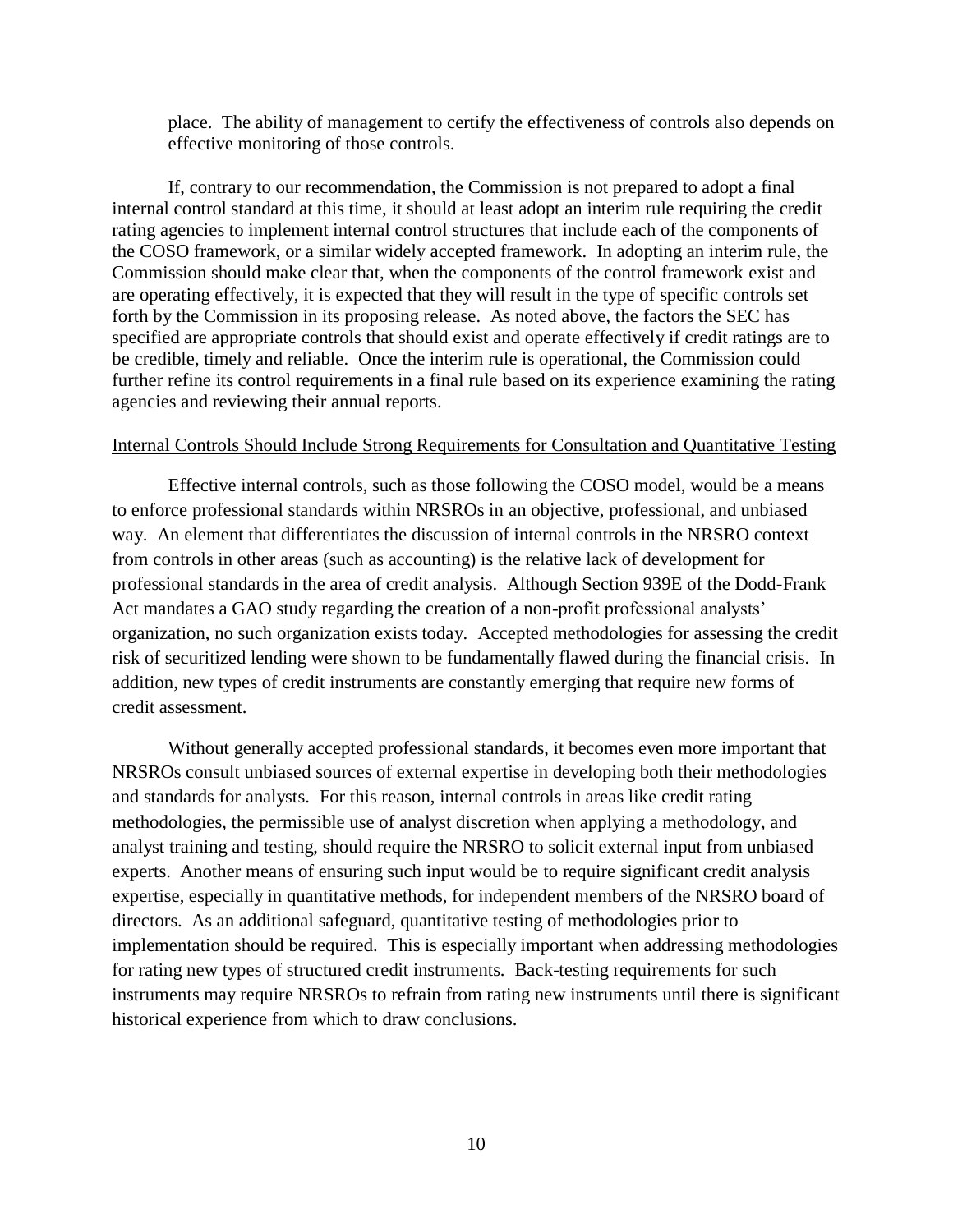place. The ability of management to certify the effectiveness of controls also depends on effective monitoring of those controls.

If, contrary to our recommendation, the Commission is not prepared to adopt a final internal control standard at this time, it should at least adopt an interim rule requiring the credit rating agencies to implement internal control structures that include each of the components of the COSO framework, or a similar widely accepted framework. In adopting an interim rule, the Commission should make clear that, when the components of the control framework exist and are operating effectively, it is expected that they will result in the type of specific controls set forth by the Commission in its proposing release. As noted above, the factors the SEC has specified are appropriate controls that should exist and operate effectively if credit ratings are to be credible, timely and reliable. Once the interim rule is operational, the Commission could further refine its control requirements in a final rule based on its experience examining the rating agencies and reviewing their annual reports.

<u>Internal Controls Should Include Strong Requirements for Consultation and Quantitative Testing</u>

Effective internal controls, such as those following the COSO model, would be a means to enforce professional standards within NRSROs in an objective, professional, and unbiased way. An element that differentiates the discussion of internal controls in the NRSRO context from controls in other areas (such as accounting) is the relative lack of development for professional standards in the area of credit analysis. Although Section 939E of the Dodd-Frank Act mandates a GAO study regarding the creation of a non-profit professional analysts' organization, no such organization exists today. Accepted methodologies for assessing the credit risk of securitized lending were shown to be fundamentally flawed during the financial crisis. In addition, new types of credit instruments are constantly emerging that require new forms of credit assessment.

Without generally accepted professional standards, it becomes even more important that NRSROs consult unbiased sources of external expertise in developing both their methodologies and standards for analysts. For this reason, internal controls in areas like credit rating methodologies, the permissible use of analyst discretion when applying a methodology, and analyst training and testing, should require the NRSRO to solicit external input from unbiased experts. Another means of ensuring such input would be to require significant credit analysis expertise, especially in quantitative methods, for independent members of the NRSRO board of directors. As an additional safeguard, quantitative testing of methodologies prior to implementation should be required. This is especially important when addressing methodologies for rating new types of structured credit instruments. Back-testing requirements for such instruments may require NRSROs to refrain from rating new instruments until there is significant historical experience from which to draw conclusions.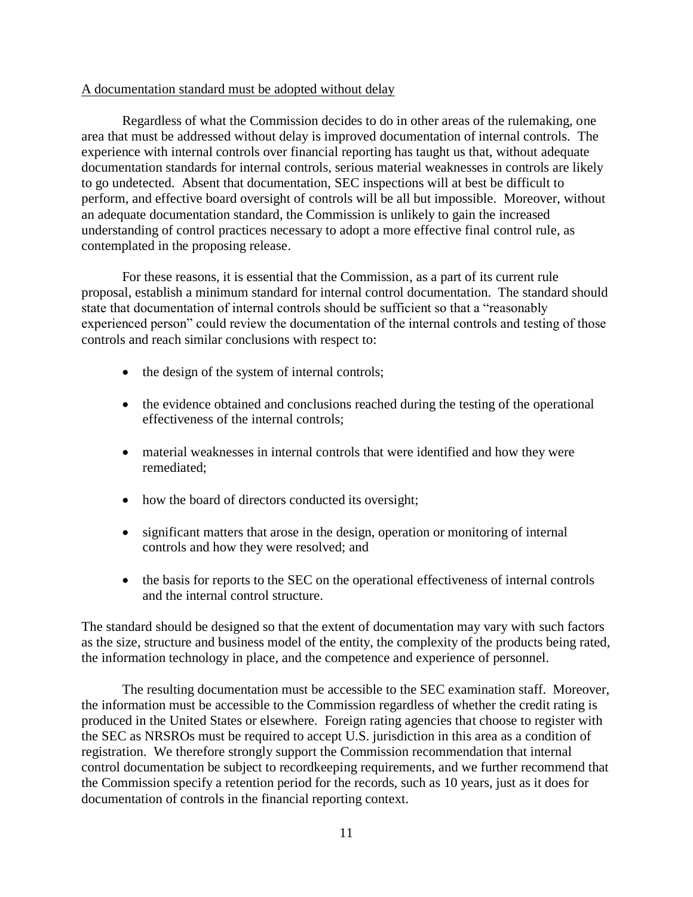A documentation standard must be adopted without delay

Regardless of what the Commission decides to do in other areas of the rulemaking, one area that must be addressed without delay is improved documentation of internal controls. The experience with internal controls over financial reporting has taught us that, without adequate documentation standards for internal controls, serious material weaknesses in controls are likely to go undetected. Absent that documentation, SEC inspections will at best be difficult to perform, and effective board oversight of controls will be all but impossible. Moreover, without an adequate documentation standard, the Commission is unlikely to gain the increased understanding of control practices necessary to adopt a more effective final control rule, as contemplated in the proposing release.

For these reasons, it is essential that the Commission, as a part of its current rule proposal, establish a minimum standard for internal control documentation. The standard should state that documentation of internal controls should be sufficient so that a "reasonably experienced person" could review the documentation of the internal controls and testing of those controls and reach similar conclusions with respect to:

- the design of the system of internal controls;
- the evidence obtained and conclusions reached during the testing of the operational effectiveness of the internal controls;
- material weaknesses in internal controls that were identified and how they were remediated;
- how the board of directors conducted its oversight;
- significant matters that arose in the design, operation or monitoring of internal controls and how they were resolved; and
- the basis for reports to the SEC on the operational effectiveness of internal controls and the internal control structure.

The standard should be designed so that the extent of documentation may vary with such factors as the size, structure and business model of the entity, the complexity of the products being rated, the information technology in place, and the competence and experience of personnel.

The resulting documentation must be accessible to the SEC examination staff. Moreover, the information must be accessible to the Commission regardless of whether the credit rating is produced in the United States or elsewhere. Foreign rating agencies that choose to register with the SEC as NRSROs must be required to accept U.S. jurisdiction in this area as a condition of registration. We therefore strongly support the Commission recommendation that internal control documentation be subject to recordkeeping requirements, and we further recommend that the Commission specify a retention period for the records, such as 10 years, just as it does for documentation of controls in the financial reporting context.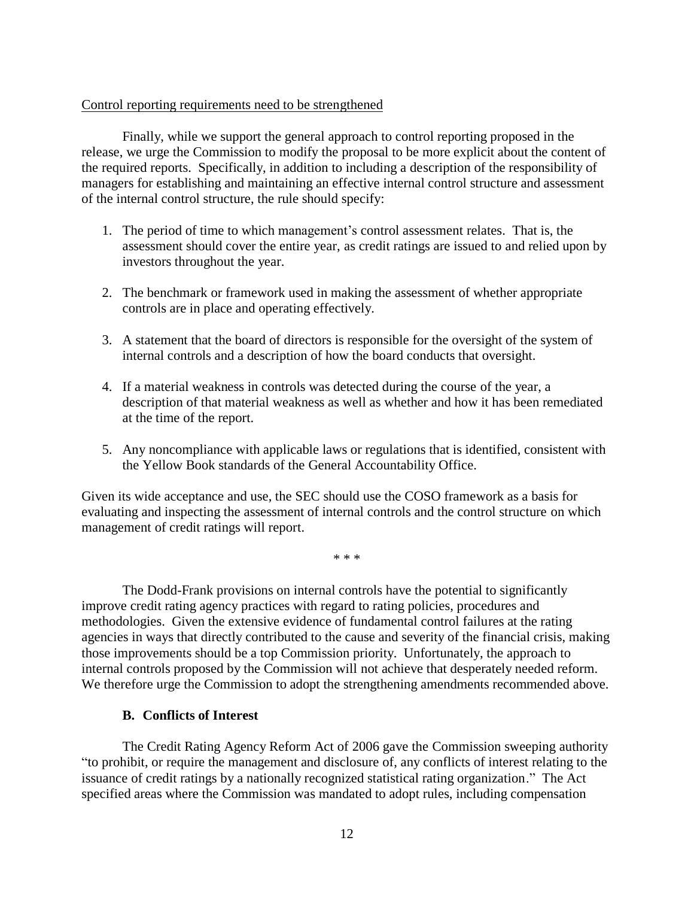Control reporting requirements need to be strengthened

Finally, while we support the general approach to control reporting proposed in the release, we urge the Commission to modify the proposal to be more explicit about the content of the required reports. Specifically, in addition to including a description of the responsibility of managers for establishing and maintaining an effective internal control structure and assessment of the internal control structure, the rule should specify:

1. The period of time to which management's control assessment relates. That is, the assessment should cover the entire year, as credit ratings are issued to and relied upon by investors throughout the year.
2. The benchmark or framework used in making the assessment of whether appropriate controls are in place and operating effectively.
3. A statement that the board of directors is responsible for the oversight of the system of internal controls and a description of how the board conducts that oversight.
4. If a material weakness in controls was detected during the course of the year, a description of that material weakness as well as whether and how it has been remediated at the time of the report.
5. Any noncompliance with applicable laws or regulations that is identified, consistent with the Yellow Book standards of the General Accountability Office.

Given its wide acceptance and use, the SEC should use the COSO framework as a basis for evaluating and inspecting the assessment of internal controls and the control structure on which management of credit ratings will report.

\* \* \*

The Dodd-Frank provisions on internal controls have the potential to significantly improve credit rating agency practices with regard to rating policies, procedures and methodologies. Given the extensive evidence of fundamental control failures at the rating agencies in ways that directly contributed to the cause and severity of the financial crisis, making those improvements should be a top Commission priority. Unfortunately, the approach to internal controls proposed by the Commission will not achieve that desperately needed reform. We therefore urge the Commission to adopt the strengthening amendments recommended above.

### B. Conflicts of Interest

The Credit Rating Agency Reform Act of 2006 gave the Commission sweeping authority "to prohibit, or require the management and disclosure of, any conflicts of interest relating to the issuance of credit ratings by a nationally recognized statistical rating organization." The Act specified areas where the Commission was mandated to adopt rules, including compensation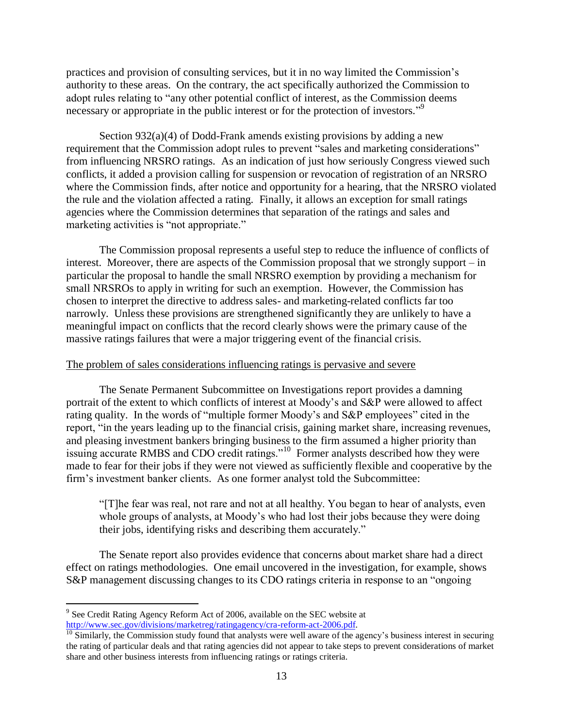practices and provision of consulting services, but it in no way limited the Commission's authority to these areas. On the contrary, the act specifically authorized the Commission to adopt rules relating to "any other potential conflict of interest, as the Commission deems necessary or appropriate in the public interest or for the protection of investors."[9]

Section 932(a)(4) of Dodd-Frank amends existing provisions by adding a new requirement that the Commission adopt rules to prevent "sales and marketing considerations" from influencing NRSRO ratings. As an indication of just how seriously Congress viewed such conflicts, it added a provision calling for suspension or revocation of registration of an NRSRO where the Commission finds, after notice and opportunity for a hearing, that the NRSRO violated the rule and the violation affected a rating. Finally, it allows an exception for small ratings agencies where the Commission determines that separation of the ratings and sales and marketing activities is "not appropriate."

The Commission proposal represents a useful step to reduce the influence of conflicts of interest. Moreover, there are aspects of the Commission proposal that we strongly support – in particular the proposal to handle the small NRSRO exemption by providing a mechanism for small NRSROs to apply in writing for such an exemption. However, the Commission has chosen to interpret the directive to address sales- and marketing-related conflicts far too narrowly. Unless these provisions are strengthened significantly they are unlikely to have a meaningful impact on conflicts that the record clearly shows were the primary cause of the massive ratings failures that were a major triggering event of the financial crisis.

<u>The problem of sales considerations influencing ratings is pervasive and severe</u>

The Senate Permanent Subcommittee on Investigations report provides a damning portrait of the extent to which conflicts of interest at Moody's and S&P were allowed to affect rating quality. In the words of "multiple former Moody's and S&P employees" cited in the report, "in the years leading up to the financial crisis, gaining market share, increasing revenues, and pleasing investment bankers bringing business to the firm assumed a higher priority than issuing accurate RMBS and CDO credit ratings."[10] Former analysts described how they were made to fear for their jobs if they were not viewed as sufficiently flexible and cooperative by the firm's investment banker clients. As one former analyst told the Subcommittee:

> "[T]he fear was real, not rare and not at all healthy. You began to hear of analysts, even whole groups of analysts, at Moody's who had lost their jobs because they were doing their jobs, identifying risks and describing them accurately."

The Senate report also provides evidence that concerns about market share had a direct effect on ratings methodologies. One email uncovered in the investigation, for example, shows S&P management discussing changes to its CDO ratings criteria in response to an "ongoing

---

[9] See Credit Rating Agency Reform Act of 2006, available on the SEC website at http://www.sec.gov/divisions/marketreg/ratingagency/cra-reform-act-2006.pdf.

[10] Similarly, the Commission study found that analysts were well aware of the agency's business interest in securing the rating of particular deals and that rating agencies did not appear to take steps to prevent considerations of market share and other business interests from influencing ratings or ratings criteria.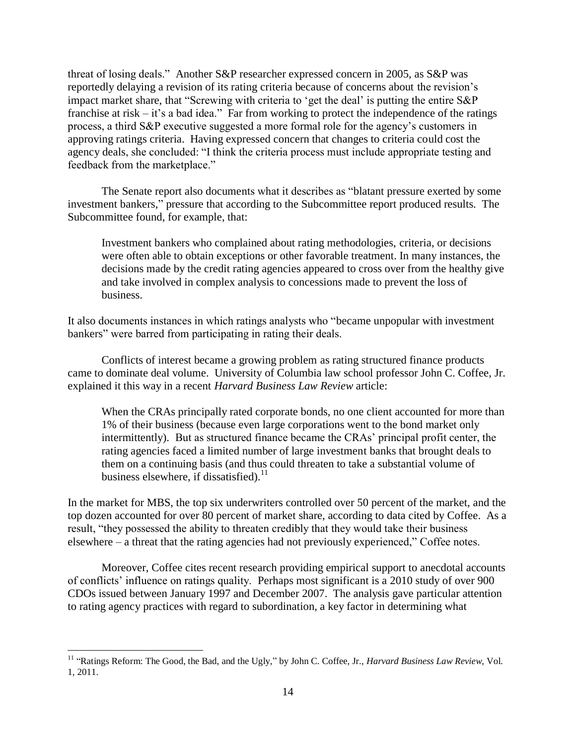threat of losing deals." Another S&P researcher expressed concern in 2005, as S&P was reportedly delaying a revision of its rating criteria because of concerns about the revision's impact market share, that "Screwing with criteria to 'get the deal' is putting the entire S&P franchise at risk – it's a bad idea." Far from working to protect the independence of the ratings process, a third S&P executive suggested a more formal role for the agency's customers in approving ratings criteria. Having expressed concern that changes to criteria could cost the agency deals, she concluded: "I think the criteria process must include appropriate testing and feedback from the marketplace."

The Senate report also documents what it describes as "blatant pressure exerted by some investment bankers," pressure that according to the Subcommittee report produced results. The Subcommittee found, for example, that:

> Investment bankers who complained about rating methodologies, criteria, or decisions were often able to obtain exceptions or other favorable treatment. In many instances, the decisions made by the credit rating agencies appeared to cross over from the healthy give and take involved in complex analysis to concessions made to prevent the loss of business.

It also documents instances in which ratings analysts who "became unpopular with investment bankers" were barred from participating in rating their deals.

Conflicts of interest became a growing problem as rating structured finance products came to dominate deal volume. University of Columbia law school professor John C. Coffee, Jr. explained it this way in a recent *Harvard Business Law Review* article:

> When the CRAs principally rated corporate bonds, no one client accounted for more than 1% of their business (because even large corporations went to the bond market only intermittently). But as structured finance became the CRAs' principal profit center, the rating agencies faced a limited number of large investment banks that brought deals to them on a continuing basis (and thus could threaten to take a substantial volume of business elsewhere, if dissatisfied).[11]

In the market for MBS, the top six underwriters controlled over 50 percent of the market, and the top dozen accounted for over 80 percent of market share, according to data cited by Coffee. As a result, "they possessed the ability to threaten credibly that they would take their business elsewhere – a threat that the rating agencies had not previously experienced," Coffee notes.

Moreover, Coffee cites recent research providing empirical support to anecdotal accounts of conflicts' influence on ratings quality. Perhaps most significant is a 2010 study of over 900 CDOs issued between January 1997 and December 2007. The analysis gave particular attention to rating agency practices with regard to subordination, a key factor in determining what

---

[11] "Ratings Reform: The Good, the Bad, and the Ugly," by John C. Coffee, Jr., *Harvard Business Law Review*, Vol. 1, 2011.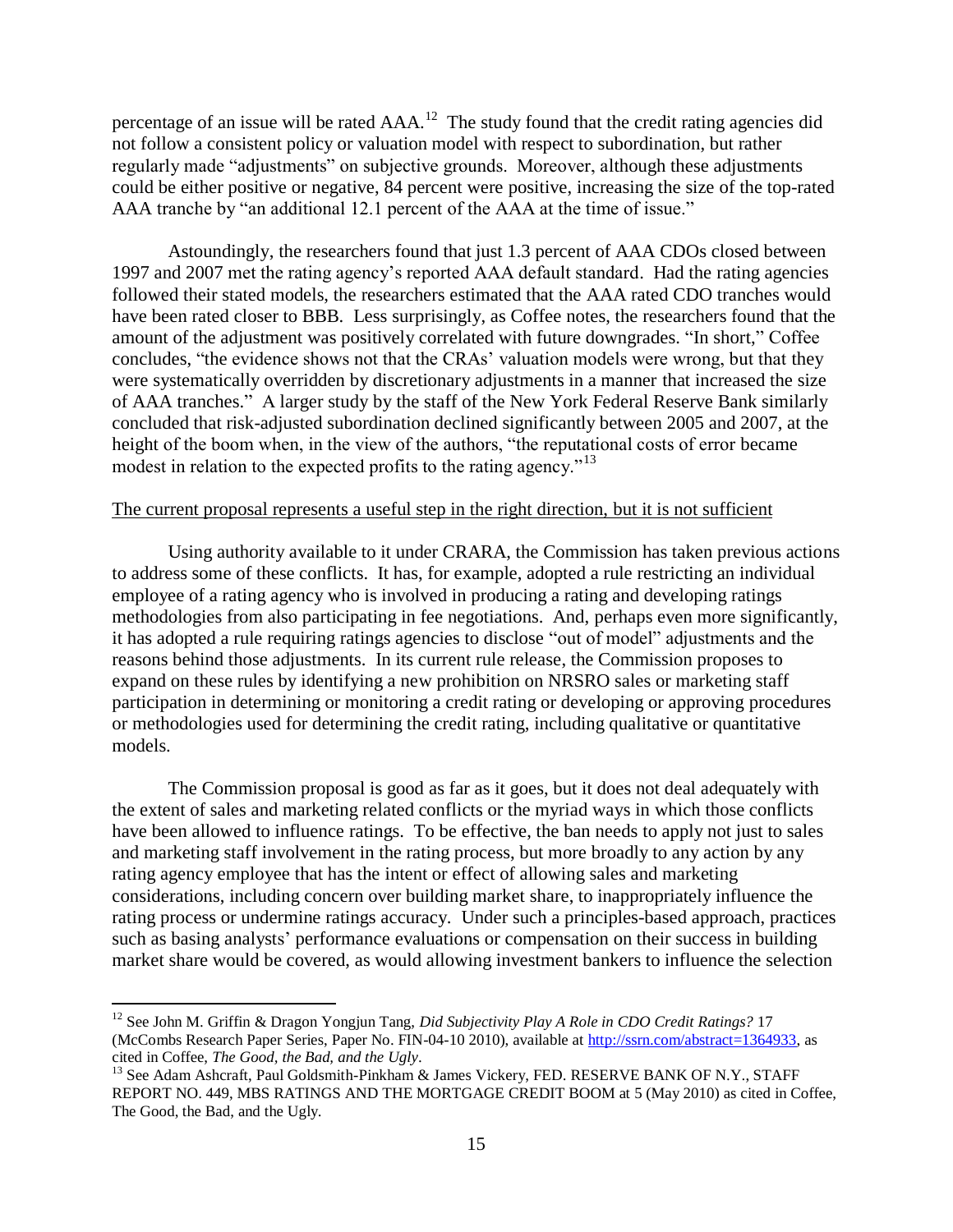percentage of an issue will be rated AAA.[12] The study found that the credit rating agencies did not follow a consistent policy or valuation model with respect to subordination, but rather regularly made "adjustments" on subjective grounds. Moreover, although these adjustments could be either positive or negative, 84 percent were positive, increasing the size of the top-rated AAA tranche by "an additional 12.1 percent of the AAA at the time of issue."

Astoundingly, the researchers found that just 1.3 percent of AAA CDOs closed between 1997 and 2007 met the rating agency's reported AAA default standard. Had the rating agencies followed their stated models, the researchers estimated that the AAA rated CDO tranches would have been rated closer to BBB. Less surprisingly, as Coffee notes, the researchers found that the amount of the adjustment was positively correlated with future downgrades. "In short," Coffee concludes, "the evidence shows not that the CRAs' valuation models were wrong, but that they were systematically overridden by discretionary adjustments in a manner that increased the size of AAA tranches." A larger study by the staff of the New York Federal Reserve Bank similarly concluded that risk-adjusted subordination declined significantly between 2005 and 2007, at the height of the boom when, in the view of the authors, "the reputational costs of error became modest in relation to the expected profits to the rating agency."[13]

<u>The current proposal represents a useful step in the right direction, but it is not sufficient</u>

Using authority available to it under CRARA, the Commission has taken previous actions to address some of these conflicts. It has, for example, adopted a rule restricting an individual employee of a rating agency who is involved in producing a rating and developing ratings methodologies from also participating in fee negotiations. And, perhaps even more significantly, it has adopted a rule requiring ratings agencies to disclose "out of model" adjustments and the reasons behind those adjustments. In its current rule release, the Commission proposes to expand on these rules by identifying a new prohibition on NRSRO sales or marketing staff participation in determining or monitoring a credit rating or developing or approving procedures or methodologies used for determining the credit rating, including qualitative or quantitative models.

The Commission proposal is good as far as it goes, but it does not deal adequately with the extent of sales and marketing related conflicts or the myriad ways in which those conflicts have been allowed to influence ratings. To be effective, the ban needs to apply not just to sales and marketing staff involvement in the rating process, but more broadly to any action by any rating agency employee that has the intent or effect of allowing sales and marketing considerations, including concern over building market share, to inappropriately influence the rating process or undermine ratings accuracy. Under such a principles-based approach, practices such as basing analysts' performance evaluations or compensation on their success in building market share would be covered, as would allowing investment bankers to influence the selection

---

[12] See John M. Griffin & Dragon Yongjun Tang, *Did Subjectivity Play A Role in CDO Credit Ratings?* 17 (McCombs Research Paper Series, Paper No. FIN-04-10 2010), available at http://ssrn.com/abstract=1364933, as cited in Coffee, *The Good, the Bad, and the Ugly*.

[13] See Adam Ashcraft, Paul Goldsmith-Pinkham & James Vickery, FED. RESERVE BANK OF N.Y., STAFF REPORT NO. 449, MBS RATINGS AND THE MORTGAGE CREDIT BOOM at 5 (May 2010) as cited in Coffee, The Good, the Bad, and the Ugly.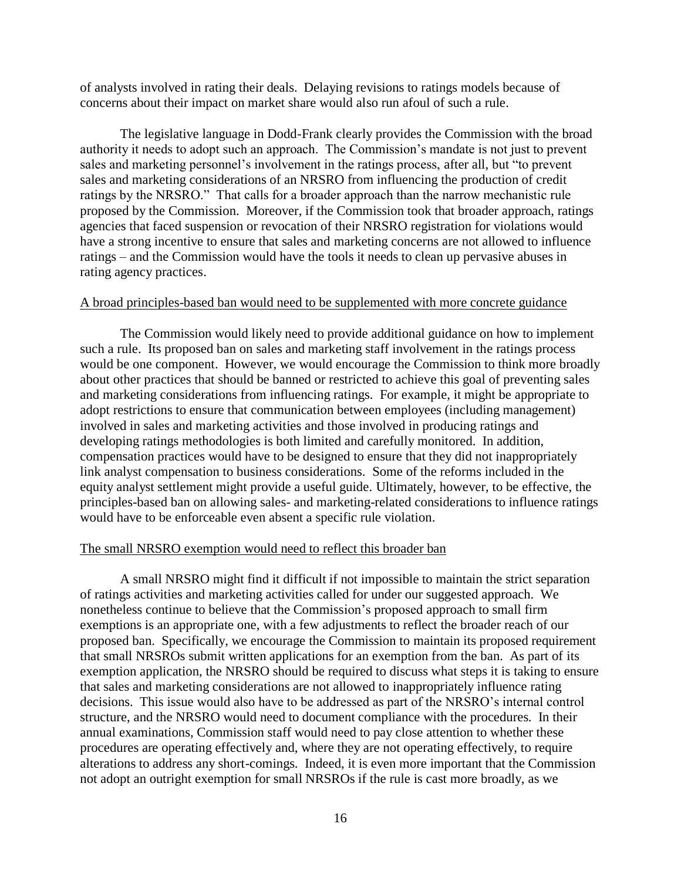of analysts involved in rating their deals. Delaying revisions to ratings models because of concerns about their impact on market share would also run afoul of such a rule.

The legislative language in Dodd-Frank clearly provides the Commission with the broad authority it needs to adopt such an approach. The Commission's mandate is not just to prevent sales and marketing personnel's involvement in the ratings process, after all, but "to prevent sales and marketing considerations of an NRSRO from influencing the production of credit ratings by the NRSRO." That calls for a broader approach than the narrow mechanistic rule proposed by the Commission. Moreover, if the Commission took that broader approach, ratings agencies that faced suspension or revocation of their NRSRO registration for violations would have a strong incentive to ensure that sales and marketing concerns are not allowed to influence ratings – and the Commission would have the tools it needs to clean up pervasive abuses in rating agency practices.

<u>A broad principles-based ban would need to be supplemented with more concrete guidance</u>

The Commission would likely need to provide additional guidance on how to implement such a rule. Its proposed ban on sales and marketing staff involvement in the ratings process would be one component. However, we would encourage the Commission to think more broadly about other practices that should be banned or restricted to achieve this goal of preventing sales and marketing considerations from influencing ratings. For example, it might be appropriate to adopt restrictions to ensure that communication between employees (including management) involved in sales and marketing activities and those involved in producing ratings and developing ratings methodologies is both limited and carefully monitored. In addition, compensation practices would have to be designed to ensure that they did not inappropriately link analyst compensation to business considerations. Some of the reforms included in the equity analyst settlement might provide a useful guide. Ultimately, however, to be effective, the principles-based ban on allowing sales- and marketing-related considerations to influence ratings would have to be enforceable even absent a specific rule violation.

<u>The small NRSRO exemption would need to reflect this broader ban</u>

A small NRSRO might find it difficult if not impossible to maintain the strict separation of ratings activities and marketing activities called for under our suggested approach. We nonetheless continue to believe that the Commission's proposed approach to small firm exemptions is an appropriate one, with a few adjustments to reflect the broader reach of our proposed ban. Specifically, we encourage the Commission to maintain its proposed requirement that small NRSROs submit written applications for an exemption from the ban. As part of its exemption application, the NRSRO should be required to discuss what steps it is taking to ensure that sales and marketing considerations are not allowed to inappropriately influence rating decisions. This issue would also have to be addressed as part of the NRSRO's internal control structure, and the NRSRO would need to document compliance with the procedures. In their annual examinations, Commission staff would need to pay close attention to whether these procedures are operating effectively and, where they are not operating effectively, to require alterations to address any short-comings. Indeed, it is even more important that the Commission not adopt an outright exemption for small NRSROs if the rule is cast more broadly, as we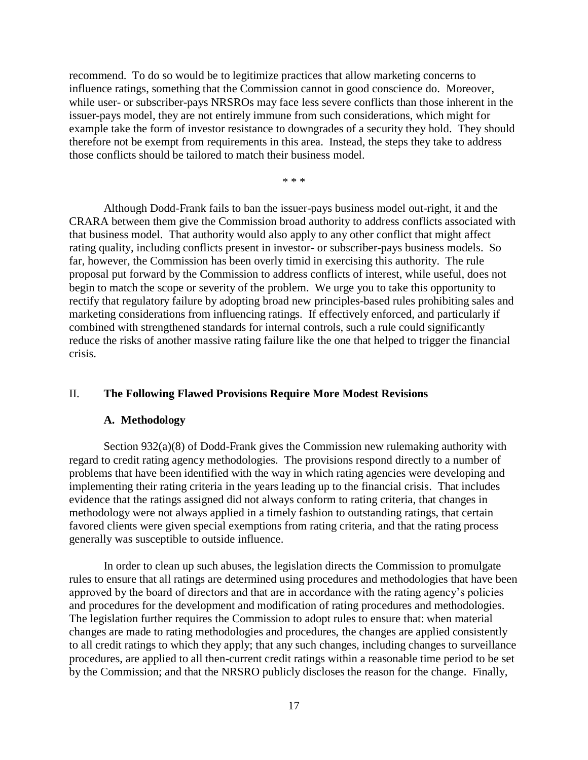recommend. To do so would be to legitimize practices that allow marketing concerns to influence ratings, something that the Commission cannot in good conscience do. Moreover, while user- or subscriber-pays NRSROs may face less severe conflicts than those inherent in the issuer-pays model, they are not entirely immune from such considerations, which might for example take the form of investor resistance to downgrades of a security they hold. They should therefore not be exempt from requirements in this area. Instead, the steps they take to address those conflicts should be tailored to match their business model.

\* \* \*

Although Dodd-Frank fails to ban the issuer-pays business model out-right, it and the CRARA between them give the Commission broad authority to address conflicts associated with that business model. That authority would also apply to any other conflict that might affect rating quality, including conflicts present in investor- or subscriber-pays business models. So far, however, the Commission has been overly timid in exercising this authority. The rule proposal put forward by the Commission to address conflicts of interest, while useful, does not begin to match the scope or severity of the problem. We urge you to take this opportunity to rectify that regulatory failure by adopting broad new principles-based rules prohibiting sales and marketing considerations from influencing ratings. If effectively enforced, and particularly if combined with strengthened standards for internal controls, such a rule could significantly reduce the risks of another massive rating failure like the one that helped to trigger the financial crisis.

## II. **The Following Flawed Provisions Require More Modest Revisions**

### **A. Methodology**

Section 932(a)(8) of Dodd-Frank gives the Commission new rulemaking authority with regard to credit rating agency methodologies. The provisions respond directly to a number of problems that have been identified with the way in which rating agencies were developing and implementing their rating criteria in the years leading up to the financial crisis. That includes evidence that the ratings assigned did not always conform to rating criteria, that changes in methodology were not always applied in a timely fashion to outstanding ratings, that certain favored clients were given special exemptions from rating criteria, and that the rating process generally was susceptible to outside influence.

In order to clean up such abuses, the legislation directs the Commission to promulgate rules to ensure that all ratings are determined using procedures and methodologies that have been approved by the board of directors and that are in accordance with the rating agency's policies and procedures for the development and modification of rating procedures and methodologies. The legislation further requires the Commission to adopt rules to ensure that: when material changes are made to rating methodologies and procedures, the changes are applied consistently to all credit ratings to which they apply; that any such changes, including changes to surveillance procedures, are applied to all then-current credit ratings within a reasonable time period to be set by the Commission; and that the NRSRO publicly discloses the reason for the change. Finally,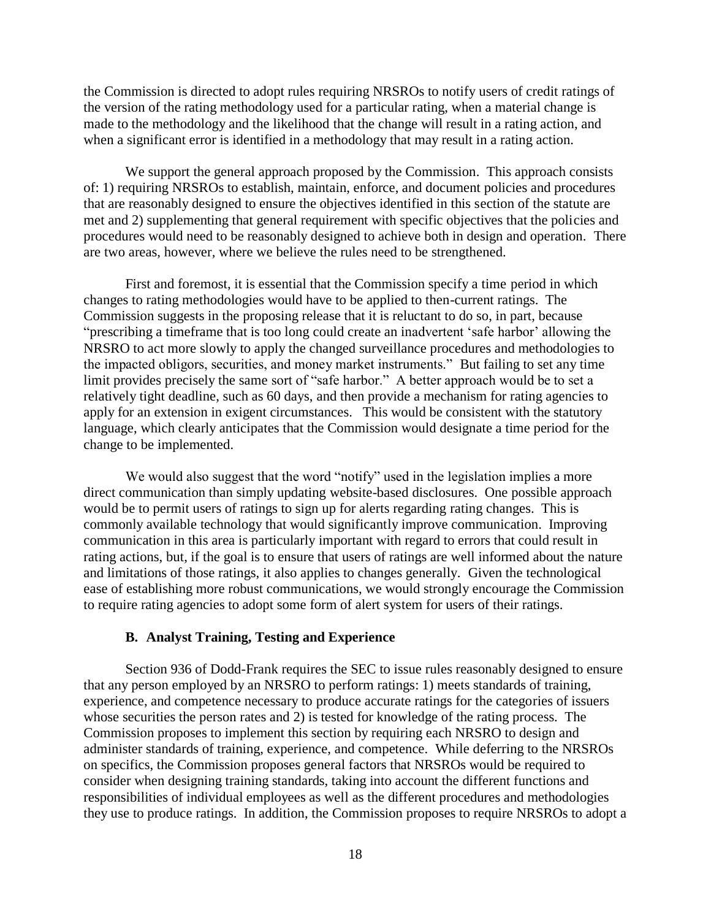the Commission is directed to adopt rules requiring NRSROs to notify users of credit ratings of the version of the rating methodology used for a particular rating, when a material change is made to the methodology and the likelihood that the change will result in a rating action, and when a significant error is identified in a methodology that may result in a rating action.

We support the general approach proposed by the Commission. This approach consists of: 1) requiring NRSROs to establish, maintain, enforce, and document policies and procedures that are reasonably designed to ensure the objectives identified in this section of the statute are met and 2) supplementing that general requirement with specific objectives that the policies and procedures would need to be reasonably designed to achieve both in design and operation. There are two areas, however, where we believe the rules need to be strengthened.

First and foremost, it is essential that the Commission specify a time period in which changes to rating methodologies would have to be applied to then-current ratings. The Commission suggests in the proposing release that it is reluctant to do so, in part, because "prescribing a timeframe that is too long could create an inadvertent 'safe harbor' allowing the NRSRO to act more slowly to apply the changed surveillance procedures and methodologies to the impacted obligors, securities, and money market instruments." But failing to set any time limit provides precisely the same sort of "safe harbor." A better approach would be to set a relatively tight deadline, such as 60 days, and then provide a mechanism for rating agencies to apply for an extension in exigent circumstances. This would be consistent with the statutory language, which clearly anticipates that the Commission would designate a time period for the change to be implemented.

We would also suggest that the word "notify" used in the legislation implies a more direct communication than simply updating website-based disclosures. One possible approach would be to permit users of ratings to sign up for alerts regarding rating changes. This is commonly available technology that would significantly improve communication. Improving communication in this area is particularly important with regard to errors that could result in rating actions, but, if the goal is to ensure that users of ratings are well informed about the nature and limitations of those ratings, it also applies to changes generally. Given the technological ease of establishing more robust communications, we would strongly encourage the Commission to require rating agencies to adopt some form of alert system for users of their ratings.

### B. Analyst Training, Testing and Experience

Section 936 of Dodd-Frank requires the SEC to issue rules reasonably designed to ensure that any person employed by an NRSRO to perform ratings: 1) meets standards of training, experience, and competence necessary to produce accurate ratings for the categories of issuers whose securities the person rates and 2) is tested for knowledge of the rating process. The Commission proposes to implement this section by requiring each NRSRO to design and administer standards of training, experience, and competence. While deferring to the NRSROs on specifics, the Commission proposes general factors that NRSROs would be required to consider when designing training standards, taking into account the different functions and responsibilities of individual employees as well as the different procedures and methodologies they use to produce ratings. In addition, the Commission proposes to require NRSROs to adopt a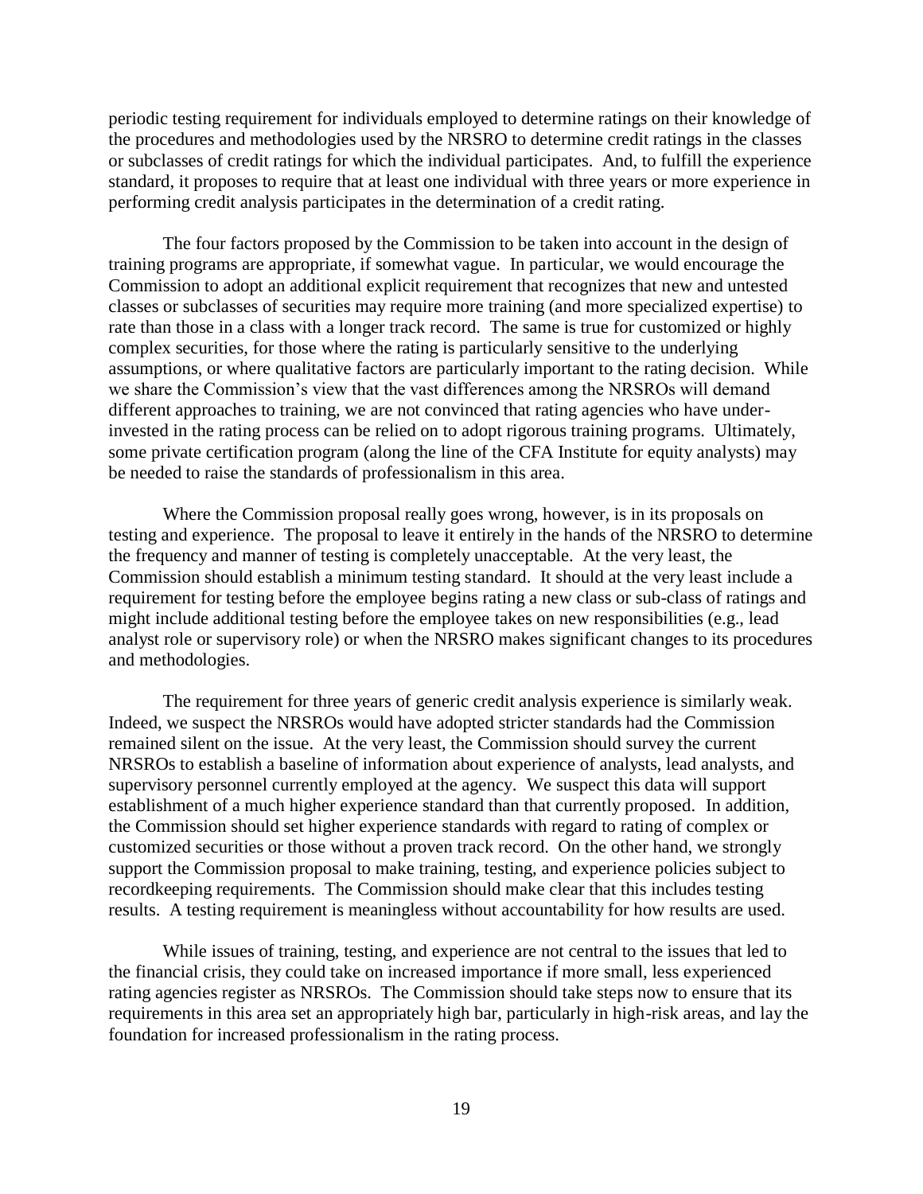periodic testing requirement for individuals employed to determine ratings on their knowledge of the procedures and methodologies used by the NRSRO to determine credit ratings in the classes or subclasses of credit ratings for which the individual participates. And, to fulfill the experience standard, it proposes to require that at least one individual with three years or more experience in performing credit analysis participates in the determination of a credit rating.

The four factors proposed by the Commission to be taken into account in the design of training programs are appropriate, if somewhat vague. In particular, we would encourage the Commission to adopt an additional explicit requirement that recognizes that new and untested classes or subclasses of securities may require more training (and more specialized expertise) to rate than those in a class with a longer track record. The same is true for customized or highly complex securities, for those where the rating is particularly sensitive to the underlying assumptions, or where qualitative factors are particularly important to the rating decision. While we share the Commission's view that the vast differences among the NRSROs will demand different approaches to training, we are not convinced that rating agencies who have under-invested in the rating process can be relied on to adopt rigorous training programs. Ultimately, some private certification program (along the line of the CFA Institute for equity analysts) may be needed to raise the standards of professionalism in this area.

Where the Commission proposal really goes wrong, however, is in its proposals on testing and experience. The proposal to leave it entirely in the hands of the NRSRO to determine the frequency and manner of testing is completely unacceptable. At the very least, the Commission should establish a minimum testing standard. It should at the very least include a requirement for testing before the employee begins rating a new class or sub-class of ratings and might include additional testing before the employee takes on new responsibilities (e.g., lead analyst role or supervisory role) or when the NRSRO makes significant changes to its procedures and methodologies.

The requirement for three years of generic credit analysis experience is similarly weak. Indeed, we suspect the NRSROs would have adopted stricter standards had the Commission remained silent on the issue. At the very least, the Commission should survey the current NRSROs to establish a baseline of information about experience of analysts, lead analysts, and supervisory personnel currently employed at the agency. We suspect this data will support establishment of a much higher experience standard than that currently proposed. In addition, the Commission should set higher experience standards with regard to rating of complex or customized securities or those without a proven track record. On the other hand, we strongly support the Commission proposal to make training, testing, and experience policies subject to recordkeeping requirements. The Commission should make clear that this includes testing results. A testing requirement is meaningless without accountability for how results are used.

While issues of training, testing, and experience are not central to the issues that led to the financial crisis, they could take on increased importance if more small, less experienced rating agencies register as NRSROs. The Commission should take steps now to ensure that its requirements in this area set an appropriately high bar, particularly in high-risk areas, and lay the foundation for increased professionalism in the rating process.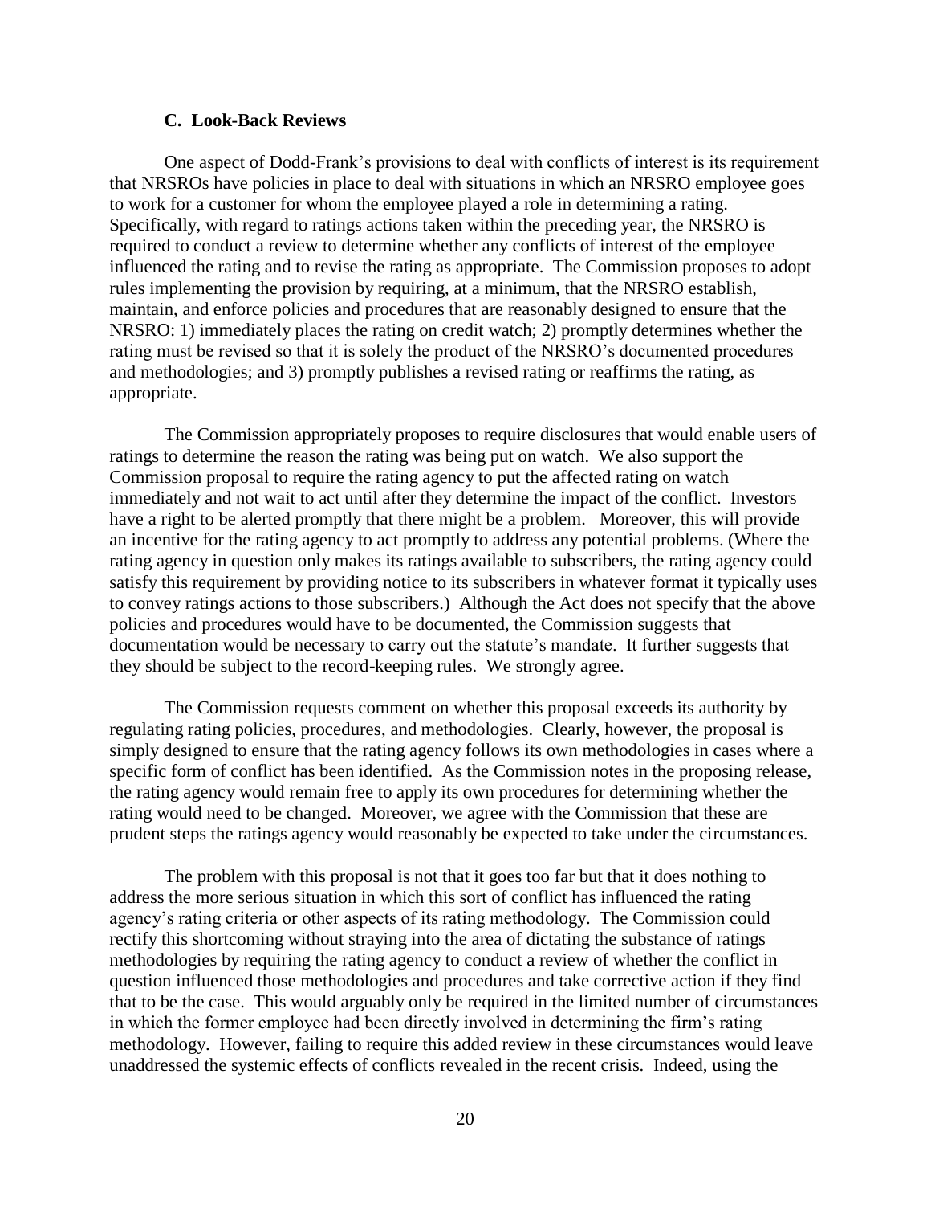### C. Look-Back Reviews

One aspect of Dodd-Frank's provisions to deal with conflicts of interest is its requirement that NRSROs have policies in place to deal with situations in which an NRSRO employee goes to work for a customer for whom the employee played a role in determining a rating. Specifically, with regard to ratings actions taken within the preceding year, the NRSRO is required to conduct a review to determine whether any conflicts of interest of the employee influenced the rating and to revise the rating as appropriate. The Commission proposes to adopt rules implementing the provision by requiring, at a minimum, that the NRSRO establish, maintain, and enforce policies and procedures that are reasonably designed to ensure that the NRSRO: 1) immediately places the rating on credit watch; 2) promptly determines whether the rating must be revised so that it is solely the product of the NRSRO's documented procedures and methodologies; and 3) promptly publishes a revised rating or reaffirms the rating, as appropriate.

The Commission appropriately proposes to require disclosures that would enable users of ratings to determine the reason the rating was being put on watch. We also support the Commission proposal to require the rating agency to put the affected rating on watch immediately and not wait to act until after they determine the impact of the conflict. Investors have a right to be alerted promptly that there might be a problem. Moreover, this will provide an incentive for the rating agency to act promptly to address any potential problems. (Where the rating agency in question only makes its ratings available to subscribers, the rating agency could satisfy this requirement by providing notice to its subscribers in whatever format it typically uses to convey ratings actions to those subscribers.) Although the Act does not specify that the above policies and procedures would have to be documented, the Commission suggests that documentation would be necessary to carry out the statute's mandate. It further suggests that they should be subject to the record-keeping rules. We strongly agree.

The Commission requests comment on whether this proposal exceeds its authority by regulating rating policies, procedures, and methodologies. Clearly, however, the proposal is simply designed to ensure that the rating agency follows its own methodologies in cases where a specific form of conflict has been identified. As the Commission notes in the proposing release, the rating agency would remain free to apply its own procedures for determining whether the rating would need to be changed. Moreover, we agree with the Commission that these are prudent steps the ratings agency would reasonably be expected to take under the circumstances.

The problem with this proposal is not that it goes too far but that it does nothing to address the more serious situation in which this sort of conflict has influenced the rating agency's rating criteria or other aspects of its rating methodology. The Commission could rectify this shortcoming without straying into the area of dictating the substance of ratings methodologies by requiring the rating agency to conduct a review of whether the conflict in question influenced those methodologies and procedures and take corrective action if they find that to be the case. This would arguably only be required in the limited number of circumstances in which the former employee had been directly involved in determining the firm's rating methodology. However, failing to require this added review in these circumstances would leave unaddressed the systemic effects of conflicts revealed in the recent crisis. Indeed, using the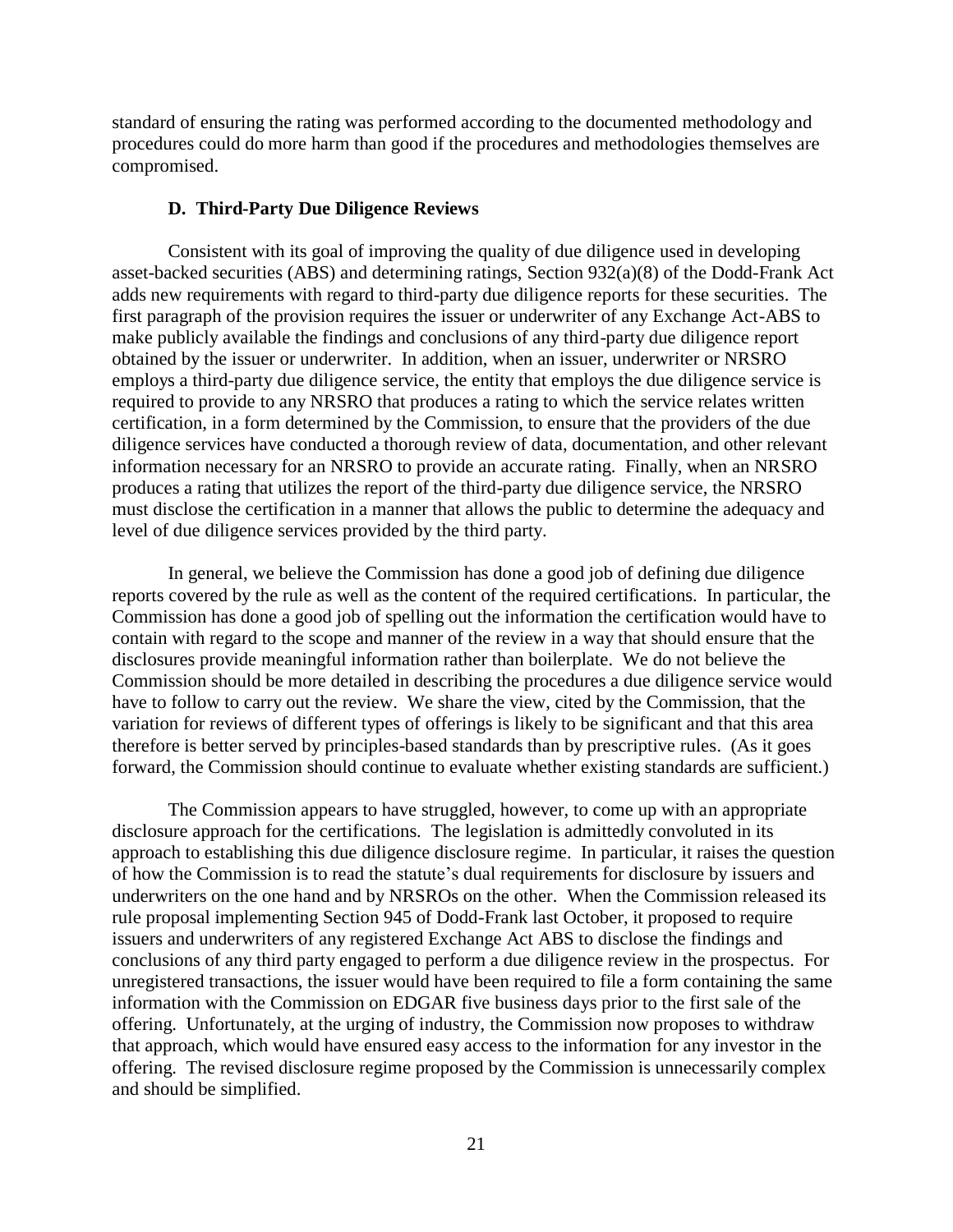standard of ensuring the rating was performed according to the documented methodology and procedures could do more harm than good if the procedures and methodologies themselves are compromised.

### D. Third-Party Due Diligence Reviews

Consistent with its goal of improving the quality of due diligence used in developing asset-backed securities (ABS) and determining ratings, Section 932(a)(8) of the Dodd-Frank Act adds new requirements with regard to third-party due diligence reports for these securities. The first paragraph of the provision requires the issuer or underwriter of any Exchange Act-ABS to make publicly available the findings and conclusions of any third-party due diligence report obtained by the issuer or underwriter. In addition, when an issuer, underwriter or NRSRO employs a third-party due diligence service, the entity that employs the due diligence service is required to provide to any NRSRO that produces a rating to which the service relates written certification, in a form determined by the Commission, to ensure that the providers of the due diligence services have conducted a thorough review of data, documentation, and other relevant information necessary for an NRSRO to provide an accurate rating. Finally, when an NRSRO produces a rating that utilizes the report of the third-party due diligence service, the NRSRO must disclose the certification in a manner that allows the public to determine the adequacy and level of due diligence services provided by the third party.

In general, we believe the Commission has done a good job of defining due diligence reports covered by the rule as well as the content of the required certifications. In particular, the Commission has done a good job of spelling out the information the certification would have to contain with regard to the scope and manner of the review in a way that should ensure that the disclosures provide meaningful information rather than boilerplate. We do not believe the Commission should be more detailed in describing the procedures a due diligence service would have to follow to carry out the review. We share the view, cited by the Commission, that the variation for reviews of different types of offerings is likely to be significant and that this area therefore is better served by principles-based standards than by prescriptive rules. (As it goes forward, the Commission should continue to evaluate whether existing standards are sufficient.)

The Commission appears to have struggled, however, to come up with an appropriate disclosure approach for the certifications. The legislation is admittedly convoluted in its approach to establishing this due diligence disclosure regime. In particular, it raises the question of how the Commission is to read the statute's dual requirements for disclosure by issuers and underwriters on the one hand and by NRSROs on the other. When the Commission released its rule proposal implementing Section 945 of Dodd-Frank last October, it proposed to require issuers and underwriters of any registered Exchange Act ABS to disclose the findings and conclusions of any third party engaged to perform a due diligence review in the prospectus. For unregistered transactions, the issuer would have been required to file a form containing the same information with the Commission on EDGAR five business days prior to the first sale of the offering. Unfortunately, at the urging of industry, the Commission now proposes to withdraw that approach, which would have ensured easy access to the information for any investor in the offering. The revised disclosure regime proposed by the Commission is unnecessarily complex and should be simplified.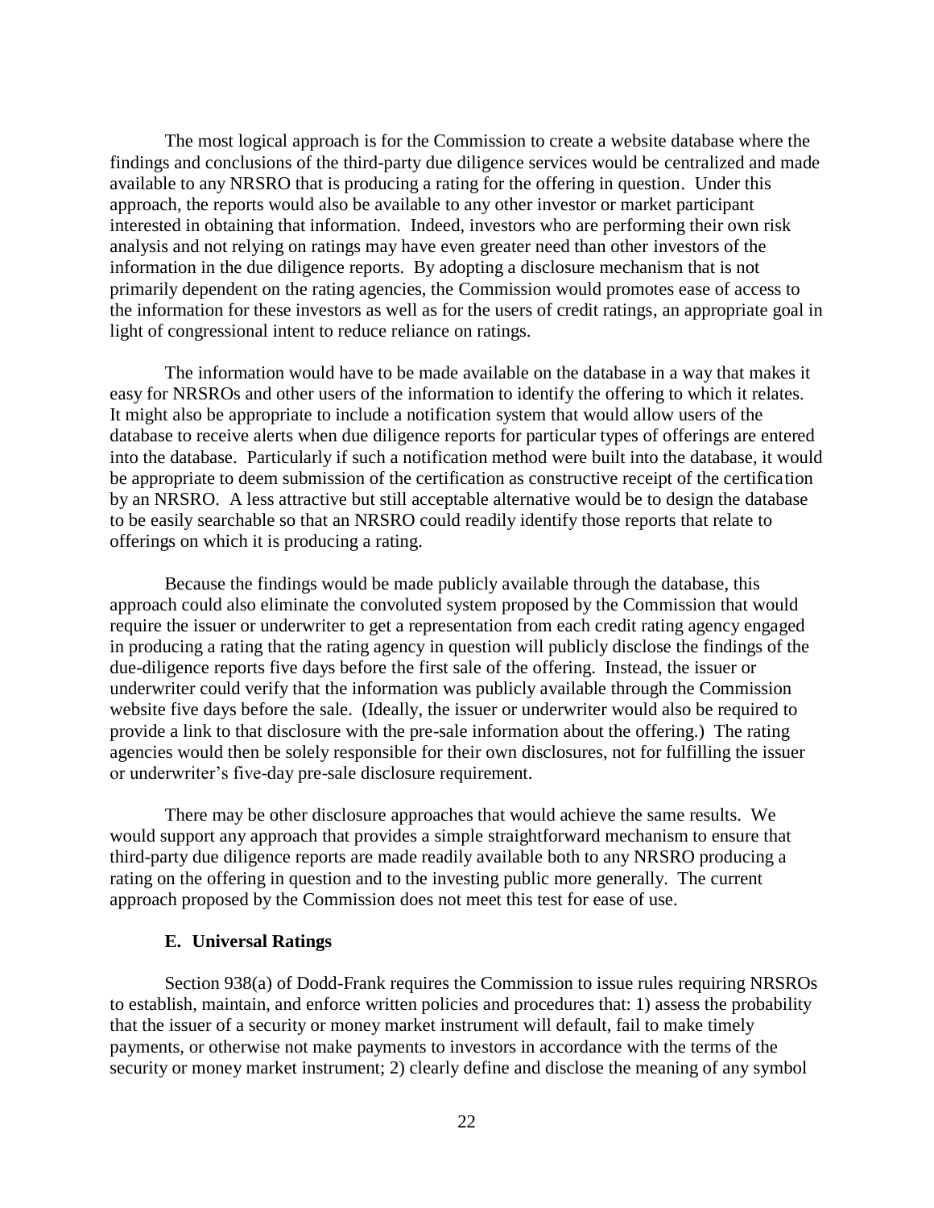The most logical approach is for the Commission to create a website database where the findings and conclusions of the third-party due diligence services would be centralized and made available to any NRSRO that is producing a rating for the offering in question. Under this approach, the reports would also be available to any other investor or market participant interested in obtaining that information. Indeed, investors who are performing their own risk analysis and not relying on ratings may have even greater need than other investors of the information in the due diligence reports. By adopting a disclosure mechanism that is not primarily dependent on the rating agencies, the Commission would promotes ease of access to the information for these investors as well as for the users of credit ratings, an appropriate goal in light of congressional intent to reduce reliance on ratings.

The information would have to be made available on the database in a way that makes it easy for NRSROs and other users of the information to identify the offering to which it relates. It might also be appropriate to include a notification system that would allow users of the database to receive alerts when due diligence reports for particular types of offerings are entered into the database. Particularly if such a notification method were built into the database, it would be appropriate to deem submission of the certification as constructive receipt of the certification by an NRSRO. A less attractive but still acceptable alternative would be to design the database to be easily searchable so that an NRSRO could readily identify those reports that relate to offerings on which it is producing a rating.

Because the findings would be made publicly available through the database, this approach could also eliminate the convoluted system proposed by the Commission that would require the issuer or underwriter to get a representation from each credit rating agency engaged in producing a rating that the rating agency in question will publicly disclose the findings of the due-diligence reports five days before the first sale of the offering. Instead, the issuer or underwriter could verify that the information was publicly available through the Commission website five days before the sale. (Ideally, the issuer or underwriter would also be required to provide a link to that disclosure with the pre-sale information about the offering.) The rating agencies would then be solely responsible for their own disclosures, not for fulfilling the issuer or underwriter's five-day pre-sale disclosure requirement.

There may be other disclosure approaches that would achieve the same results. We would support any approach that provides a simple straightforward mechanism to ensure that third-party due diligence reports are made readily available both to any NRSRO producing a rating on the offering in question and to the investing public more generally. The current approach proposed by the Commission does not meet this test for ease of use.

### E. Universal Ratings

Section 938(a) of Dodd-Frank requires the Commission to issue rules requiring NRSROs to establish, maintain, and enforce written policies and procedures that: 1) assess the probability that the issuer of a security or money market instrument will default, fail to make timely payments, or otherwise not make payments to investors in accordance with the terms of the security or money market instrument; 2) clearly define and disclose the meaning of any symbol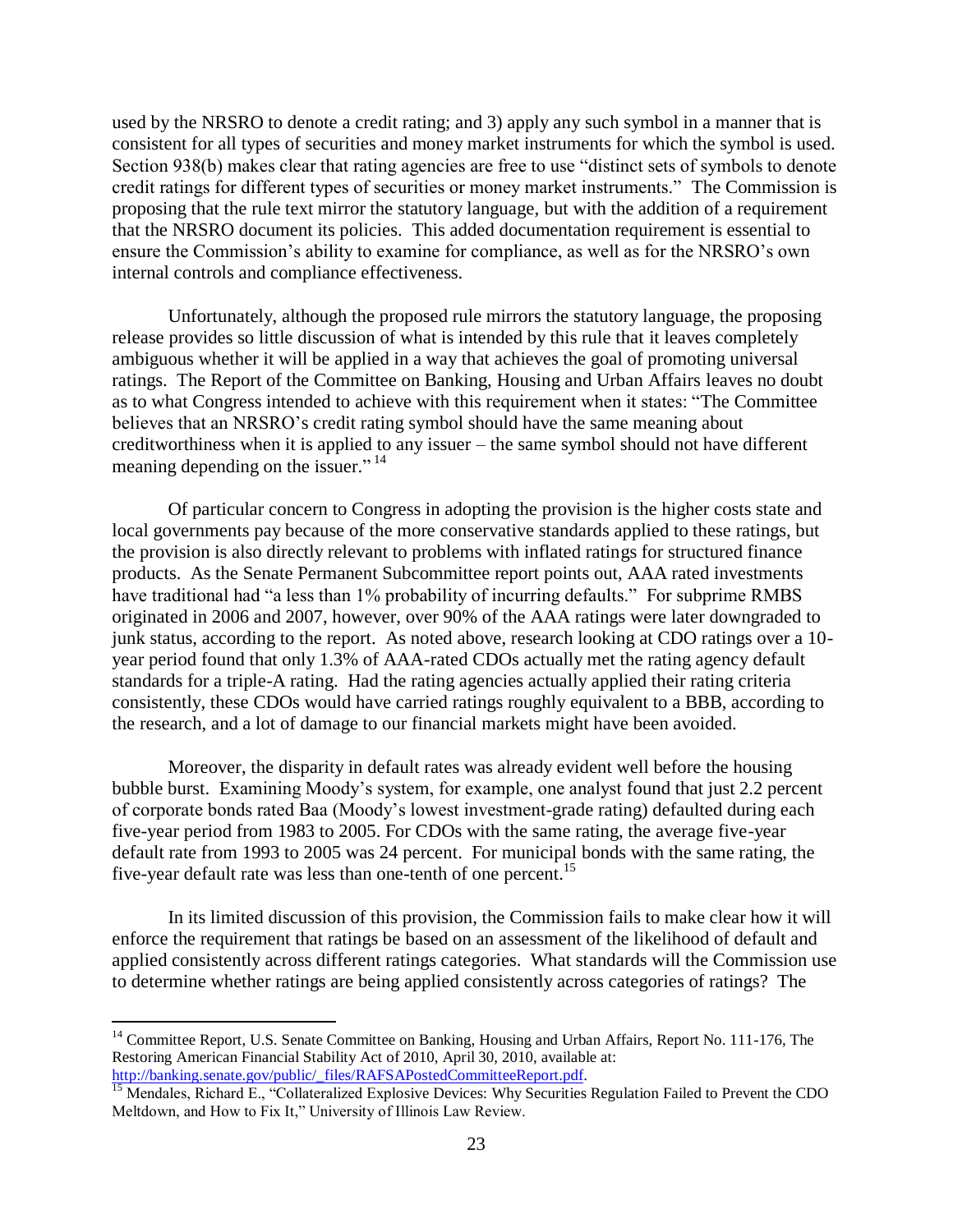used by the NRSRO to denote a credit rating; and 3) apply any such symbol in a manner that is consistent for all types of securities and money market instruments for which the symbol is used. Section 938(b) makes clear that rating agencies are free to use "distinct sets of symbols to denote credit ratings for different types of securities or money market instruments." The Commission is proposing that the rule text mirror the statutory language, but with the addition of a requirement that the NRSRO document its policies. This added documentation requirement is essential to ensure the Commission's ability to examine for compliance, as well as for the NRSRO's own internal controls and compliance effectiveness.

Unfortunately, although the proposed rule mirrors the statutory language, the proposing release provides so little discussion of what is intended by this rule that it leaves completely ambiguous whether it will be applied in a way that achieves the goal of promoting universal ratings. The Report of the Committee on Banking, Housing and Urban Affairs leaves no doubt as to what Congress intended to achieve with this requirement when it states: "The Committee believes that an NRSRO's credit rating symbol should have the same meaning about creditworthiness when it is applied to any issuer – the same symbol should not have different meaning depending on the issuer." [14]

Of particular concern to Congress in adopting the provision is the higher costs state and local governments pay because of the more conservative standards applied to these ratings, but the provision is also directly relevant to problems with inflated ratings for structured finance products. As the Senate Permanent Subcommittee report points out, AAA rated investments have traditional had "a less than 1% probability of incurring defaults." For subprime RMBS originated in 2006 and 2007, however, over 90% of the AAA ratings were later downgraded to junk status, according to the report. As noted above, research looking at CDO ratings over a 10-year period found that only 1.3% of AAA-rated CDOs actually met the rating agency default standards for a triple-A rating. Had the rating agencies actually applied their rating criteria consistently, these CDOs would have carried ratings roughly equivalent to a BBB, according to the research, and a lot of damage to our financial markets might have been avoided.

Moreover, the disparity in default rates was already evident well before the housing bubble burst. Examining Moody's system, for example, one analyst found that just 2.2 percent of corporate bonds rated Baa (Moody's lowest investment-grade rating) defaulted during each five-year period from 1983 to 2005. For CDOs with the same rating, the average five-year default rate from 1993 to 2005 was 24 percent. For municipal bonds with the same rating, the five-year default rate was less than one-tenth of one percent.[15]

In its limited discussion of this provision, the Commission fails to make clear how it will enforce the requirement that ratings be based on an assessment of the likelihood of default and applied consistently across different ratings categories. What standards will the Commission use to determine whether ratings are being applied consistently across categories of ratings? The

---

[14] Committee Report, U.S. Senate Committee on Banking, Housing and Urban Affairs, Report No. 111-176, The Restoring American Financial Stability Act of 2010, April 30, 2010, available at: http://banking.senate.gov/public/_files/RAFSAPostedCommitteeReport.pdf.

[15] Mendales, Richard E., "Collateralized Explosive Devices: Why Securities Regulation Failed to Prevent the CDO Meltdown, and How to Fix It," University of Illinois Law Review.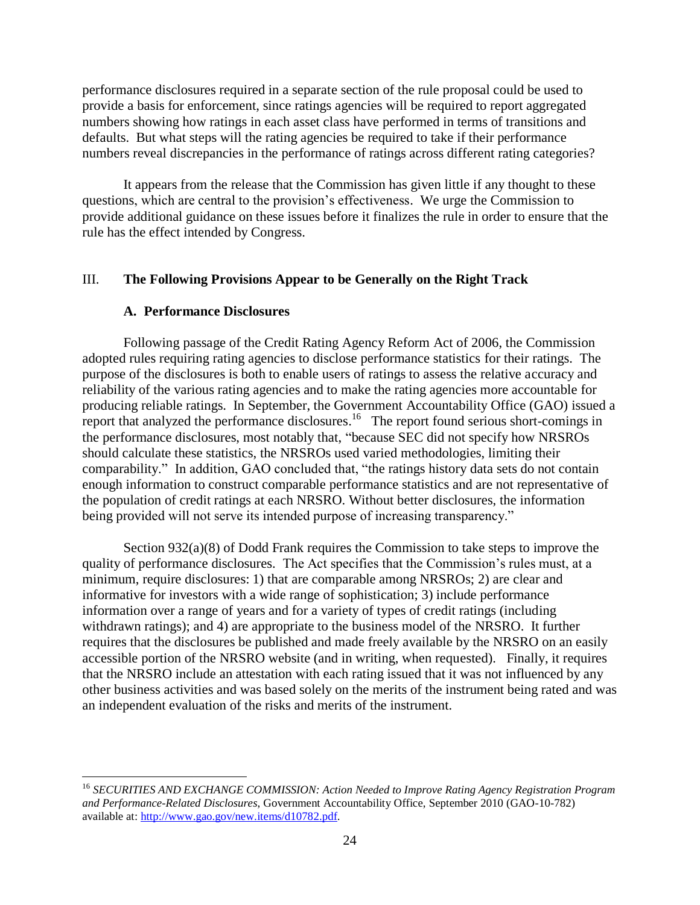performance disclosures required in a separate section of the rule proposal could be used to provide a basis for enforcement, since ratings agencies will be required to report aggregated numbers showing how ratings in each asset class have performed in terms of transitions and defaults. But what steps will the rating agencies be required to take if their performance numbers reveal discrepancies in the performance of ratings across different rating categories?

It appears from the release that the Commission has given little if any thought to these questions, which are central to the provision's effectiveness. We urge the Commission to provide additional guidance on these issues before it finalizes the rule in order to ensure that the rule has the effect intended by Congress.

## III. The Following Provisions Appear to be Generally on the Right Track

### A. Performance Disclosures

Following passage of the Credit Rating Agency Reform Act of 2006, the Commission adopted rules requiring rating agencies to disclose performance statistics for their ratings. The purpose of the disclosures is both to enable users of ratings to assess the relative accuracy and reliability of the various rating agencies and to make the rating agencies more accountable for producing reliable ratings. In September, the Government Accountability Office (GAO) issued a report that analyzed the performance disclosures.[16] The report found serious short-comings in the performance disclosures, most notably that, "because SEC did not specify how NRSROs should calculate these statistics, the NRSROs used varied methodologies, limiting their comparability." In addition, GAO concluded that, "the ratings history data sets do not contain enough information to construct comparable performance statistics and are not representative of the population of credit ratings at each NRSRO. Without better disclosures, the information being provided will not serve its intended purpose of increasing transparency."

Section 932(a)(8) of Dodd Frank requires the Commission to take steps to improve the quality of performance disclosures. The Act specifies that the Commission's rules must, at a minimum, require disclosures: 1) that are comparable among NRSROs; 2) are clear and informative for investors with a wide range of sophistication; 3) include performance information over a range of years and for a variety of types of credit ratings (including withdrawn ratings); and 4) are appropriate to the business model of the NRSRO. It further requires that the disclosures be published and made freely available by the NRSRO on an easily accessible portion of the NRSRO website (and in writing, when requested). Finally, it requires that the NRSRO include an attestation with each rating issued that it was not influenced by any other business activities and was based solely on the merits of the instrument being rated and was an independent evaluation of the risks and merits of the instrument.

---

[16] *SECURITIES AND EXCHANGE COMMISSION: Action Needed to Improve Rating Agency Registration Program and Performance-Related Disclosures*, Government Accountability Office, September 2010 (GAO-10-782) available at: http://www.gao.gov/new.items/d10782.pdf.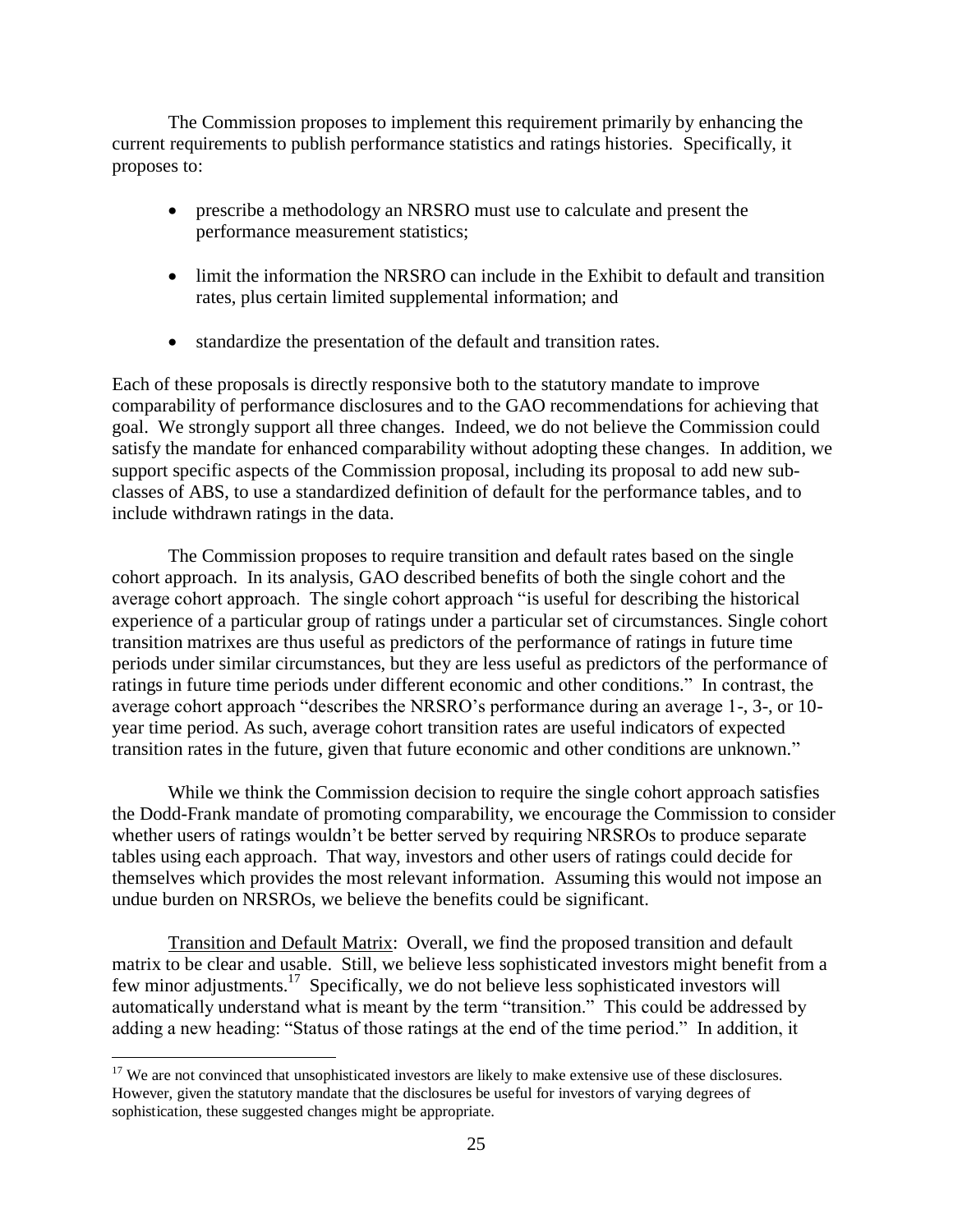The Commission proposes to implement this requirement primarily by enhancing the current requirements to publish performance statistics and ratings histories. Specifically, it proposes to:

- prescribe a methodology an NRSRO must use to calculate and present the performance measurement statistics;
- limit the information the NRSRO can include in the Exhibit to default and transition rates, plus certain limited supplemental information; and
- standardize the presentation of the default and transition rates.

Each of these proposals is directly responsive both to the statutory mandate to improve comparability of performance disclosures and to the GAO recommendations for achieving that goal. We strongly support all three changes. Indeed, we do not believe the Commission could satisfy the mandate for enhanced comparability without adopting these changes. In addition, we support specific aspects of the Commission proposal, including its proposal to add new sub-classes of ABS, to use a standardized definition of default for the performance tables, and to include withdrawn ratings in the data.

The Commission proposes to require transition and default rates based on the single cohort approach. In its analysis, GAO described benefits of both the single cohort and the average cohort approach. The single cohort approach "is useful for describing the historical experience of a particular group of ratings under a particular set of circumstances. Single cohort transition matrixes are thus useful as predictors of the performance of ratings in future time periods under similar circumstances, but they are less useful as predictors of the performance of ratings in future time periods under different economic and other conditions." In contrast, the average cohort approach "describes the NRSRO's performance during an average 1-, 3-, or 10-year time period. As such, average cohort transition rates are useful indicators of expected transition rates in the future, given that future economic and other conditions are unknown."

While we think the Commission decision to require the single cohort approach satisfies the Dodd-Frank mandate of promoting comparability, we encourage the Commission to consider whether users of ratings wouldn't be better served by requiring NRSROs to produce separate tables using each approach. That way, investors and other users of ratings could decide for themselves which provides the most relevant information. Assuming this would not impose an undue burden on NRSROs, we believe the benefits could be significant.

Transition and Default Matrix: Overall, we find the proposed transition and default matrix to be clear and usable. Still, we believe less sophisticated investors might benefit from a few minor adjustments.[17] Specifically, we do not believe less sophisticated investors will automatically understand what is meant by the term "transition." This could be addressed by adding a new heading: "Status of those ratings at the end of the time period." In addition, it

[17] We are not convinced that unsophisticated investors are likely to make extensive use of these disclosures. However, given the statutory mandate that the disclosures be useful for investors of varying degrees of sophistication, these suggested changes might be appropriate.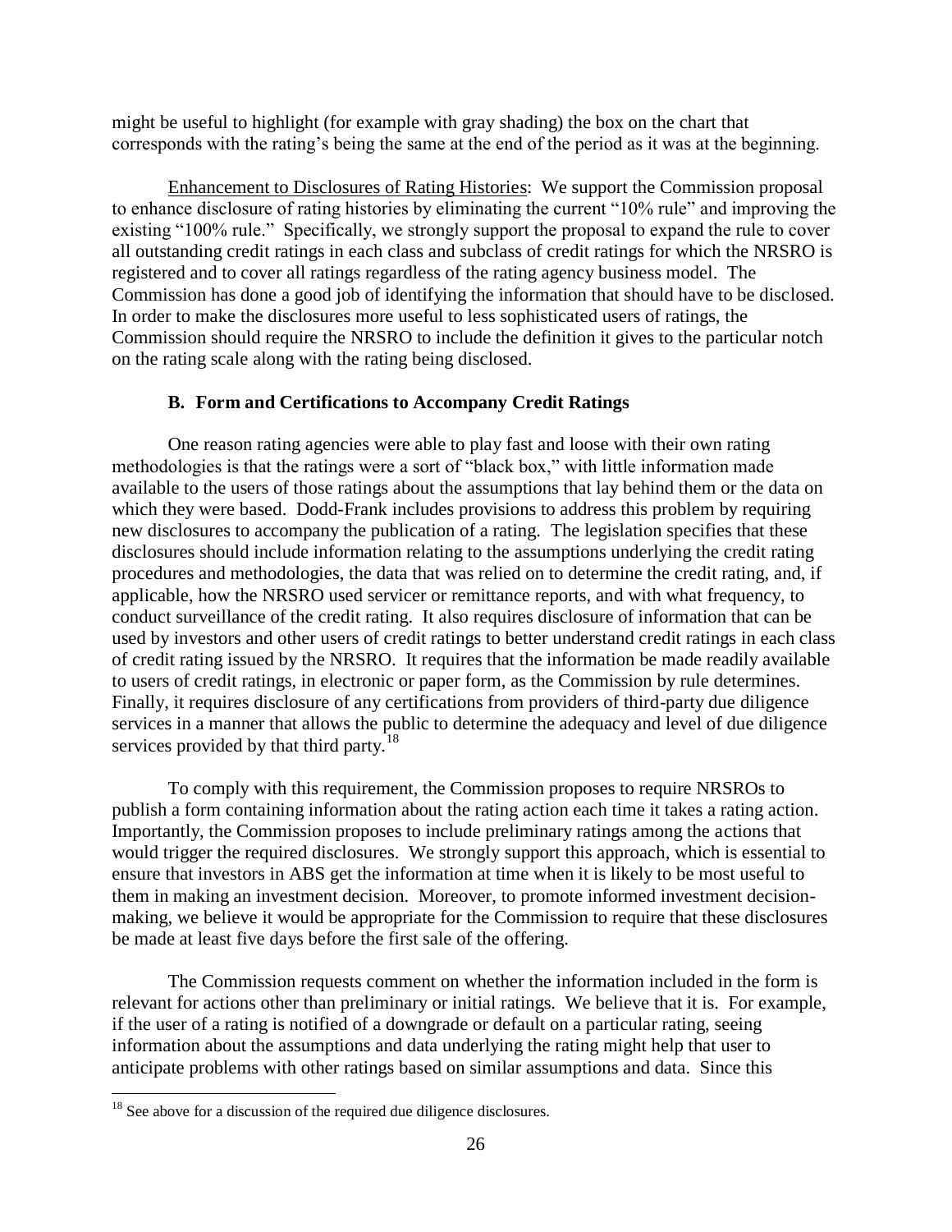might be useful to highlight (for example with gray shading) the box on the chart that corresponds with the rating's being the same at the end of the period as it was at the beginning.

Enhancement to Disclosures of Rating Histories: We support the Commission proposal to enhance disclosure of rating histories by eliminating the current "10% rule" and improving the existing "100% rule." Specifically, we strongly support the proposal to expand the rule to cover all outstanding credit ratings in each class and subclass of credit ratings for which the NRSRO is registered and to cover all ratings regardless of the rating agency business model. The Commission has done a good job of identifying the information that should have to be disclosed. In order to make the disclosures more useful to less sophisticated users of ratings, the Commission should require the NRSRO to include the definition it gives to the particular notch on the rating scale along with the rating being disclosed.

### B. Form and Certifications to Accompany Credit Ratings

One reason rating agencies were able to play fast and loose with their own rating methodologies is that the ratings were a sort of "black box," with little information made available to the users of those ratings about the assumptions that lay behind them or the data on which they were based. Dodd-Frank includes provisions to address this problem by requiring new disclosures to accompany the publication of a rating. The legislation specifies that these disclosures should include information relating to the assumptions underlying the credit rating procedures and methodologies, the data that was relied on to determine the credit rating, and, if applicable, how the NRSRO used servicer or remittance reports, and with what frequency, to conduct surveillance of the credit rating. It also requires disclosure of information that can be used by investors and other users of credit ratings to better understand credit ratings in each class of credit rating issued by the NRSRO. It requires that the information be made readily available to users of credit ratings, in electronic or paper form, as the Commission by rule determines. Finally, it requires disclosure of any certifications from providers of third-party due diligence services in a manner that allows the public to determine the adequacy and level of due diligence services provided by that third party.[18]

To comply with this requirement, the Commission proposes to require NRSROs to publish a form containing information about the rating action each time it takes a rating action. Importantly, the Commission proposes to include preliminary ratings among the actions that would trigger the required disclosures. We strongly support this approach, which is essential to ensure that investors in ABS get the information at time when it is likely to be most useful to them in making an investment decision. Moreover, to promote informed investment decision-making, we believe it would be appropriate for the Commission to require that these disclosures be made at least five days before the first sale of the offering.

The Commission requests comment on whether the information included in the form is relevant for actions other than preliminary or initial ratings. We believe that it is. For example, if the user of a rating is notified of a downgrade or default on a particular rating, seeing information about the assumptions and data underlying the rating might help that user to anticipate problems with other ratings based on similar assumptions and data. Since this

[18] See above for a discussion of the required due diligence disclosures.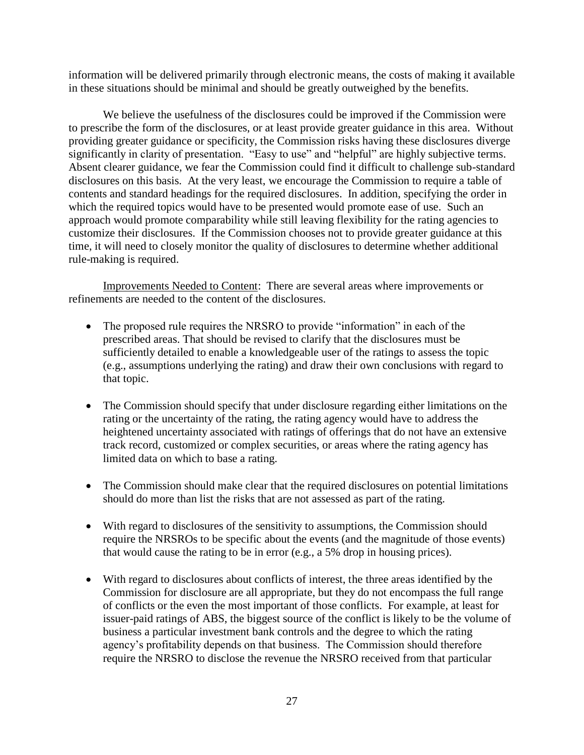information will be delivered primarily through electronic means, the costs of making it available in these situations should be minimal and should be greatly outweighed by the benefits.

We believe the usefulness of the disclosures could be improved if the Commission were to prescribe the form of the disclosures, or at least provide greater guidance in this area. Without providing greater guidance or specificity, the Commission risks having these disclosures diverge significantly in clarity of presentation. "Easy to use" and "helpful" are highly subjective terms. Absent clearer guidance, we fear the Commission could find it difficult to challenge sub-standard disclosures on this basis. At the very least, we encourage the Commission to require a table of contents and standard headings for the required disclosures. In addition, specifying the order in which the required topics would have to be presented would promote ease of use. Such an approach would promote comparability while still leaving flexibility for the rating agencies to customize their disclosures. If the Commission chooses not to provide greater guidance at this time, it will need to closely monitor the quality of disclosures to determine whether additional rule-making is required.

Improvements Needed to Content: There are several areas where improvements or refinements are needed to the content of the disclosures.

- The proposed rule requires the NRSRO to provide "information" in each of the prescribed areas. That should be revised to clarify that the disclosures must be sufficiently detailed to enable a knowledgeable user of the ratings to assess the topic (e.g., assumptions underlying the rating) and draw their own conclusions with regard to that topic.
- The Commission should specify that under disclosure regarding either limitations on the rating or the uncertainty of the rating, the rating agency would have to address the heightened uncertainty associated with ratings of offerings that do not have an extensive track record, customized or complex securities, or areas where the rating agency has limited data on which to base a rating.
- The Commission should make clear that the required disclosures on potential limitations should do more than list the risks that are not assessed as part of the rating.
- With regard to disclosures of the sensitivity to assumptions, the Commission should require the NRSROs to be specific about the events (and the magnitude of those events) that would cause the rating to be in error (e.g., a 5% drop in housing prices).
- With regard to disclosures about conflicts of interest, the three areas identified by the Commission for disclosure are all appropriate, but they do not encompass the full range of conflicts or the even the most important of those conflicts. For example, at least for issuer-paid ratings of ABS, the biggest source of the conflict is likely to be the volume of business a particular investment bank controls and the degree to which the rating agency's profitability depends on that business. The Commission should therefore require the NRSRO to disclose the revenue the NRSRO received from that particular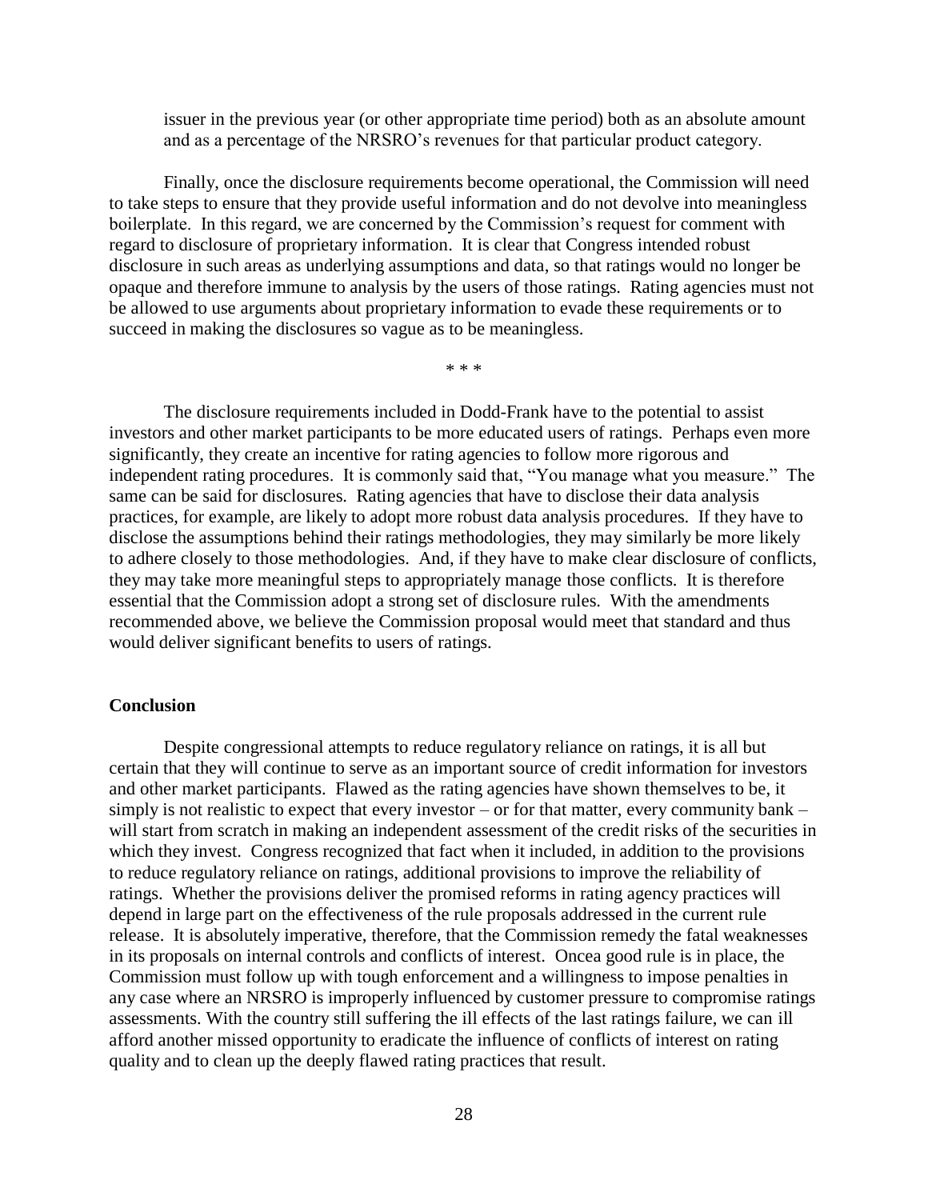issuer in the previous year (or other appropriate time period) both as an absolute amount and as a percentage of the NRSRO's revenues for that particular product category.

Finally, once the disclosure requirements become operational, the Commission will need to take steps to ensure that they provide useful information and do not devolve into meaningless boilerplate. In this regard, we are concerned by the Commission's request for comment with regard to disclosure of proprietary information. It is clear that Congress intended robust disclosure in such areas as underlying assumptions and data, so that ratings would no longer be opaque and therefore immune to analysis by the users of those ratings. Rating agencies must not be allowed to use arguments about proprietary information to evade these requirements or to succeed in making the disclosures so vague as to be meaningless.

\* \* \*

The disclosure requirements included in Dodd-Frank have to the potential to assist investors and other market participants to be more educated users of ratings. Perhaps even more significantly, they create an incentive for rating agencies to follow more rigorous and independent rating procedures. It is commonly said that, "You manage what you measure." The same can be said for disclosures. Rating agencies that have to disclose their data analysis practices, for example, are likely to adopt more robust data analysis procedures. If they have to disclose the assumptions behind their ratings methodologies, they may similarly be more likely to adhere closely to those methodologies. And, if they have to make clear disclosure of conflicts, they may take more meaningful steps to appropriately manage those conflicts. It is therefore essential that the Commission adopt a strong set of disclosure rules. With the amendments recommended above, we believe the Commission proposal would meet that standard and thus would deliver significant benefits to users of ratings.

**Conclusion**

Despite congressional attempts to reduce regulatory reliance on ratings, it is all but certain that they will continue to serve as an important source of credit information for investors and other market participants. Flawed as the rating agencies have shown themselves to be, it simply is not realistic to expect that every investor – or for that matter, every community bank – will start from scratch in making an independent assessment of the credit risks of the securities in which they invest. Congress recognized that fact when it included, in addition to the provisions to reduce regulatory reliance on ratings, additional provisions to improve the reliability of ratings. Whether the provisions deliver the promised reforms in rating agency practices will depend in large part on the effectiveness of the rule proposals addressed in the current rule release. It is absolutely imperative, therefore, that the Commission remedy the fatal weaknesses in its proposals on internal controls and conflicts of interest. Oncea good rule is in place, the Commission must follow up with tough enforcement and a willingness to impose penalties in any case where an NRSRO is improperly influenced by customer pressure to compromise ratings assessments. With the country still suffering the ill effects of the last ratings failure, we can ill afford another missed opportunity to eradicate the influence of conflicts of interest on rating quality and to clean up the deeply flawed rating practices that result.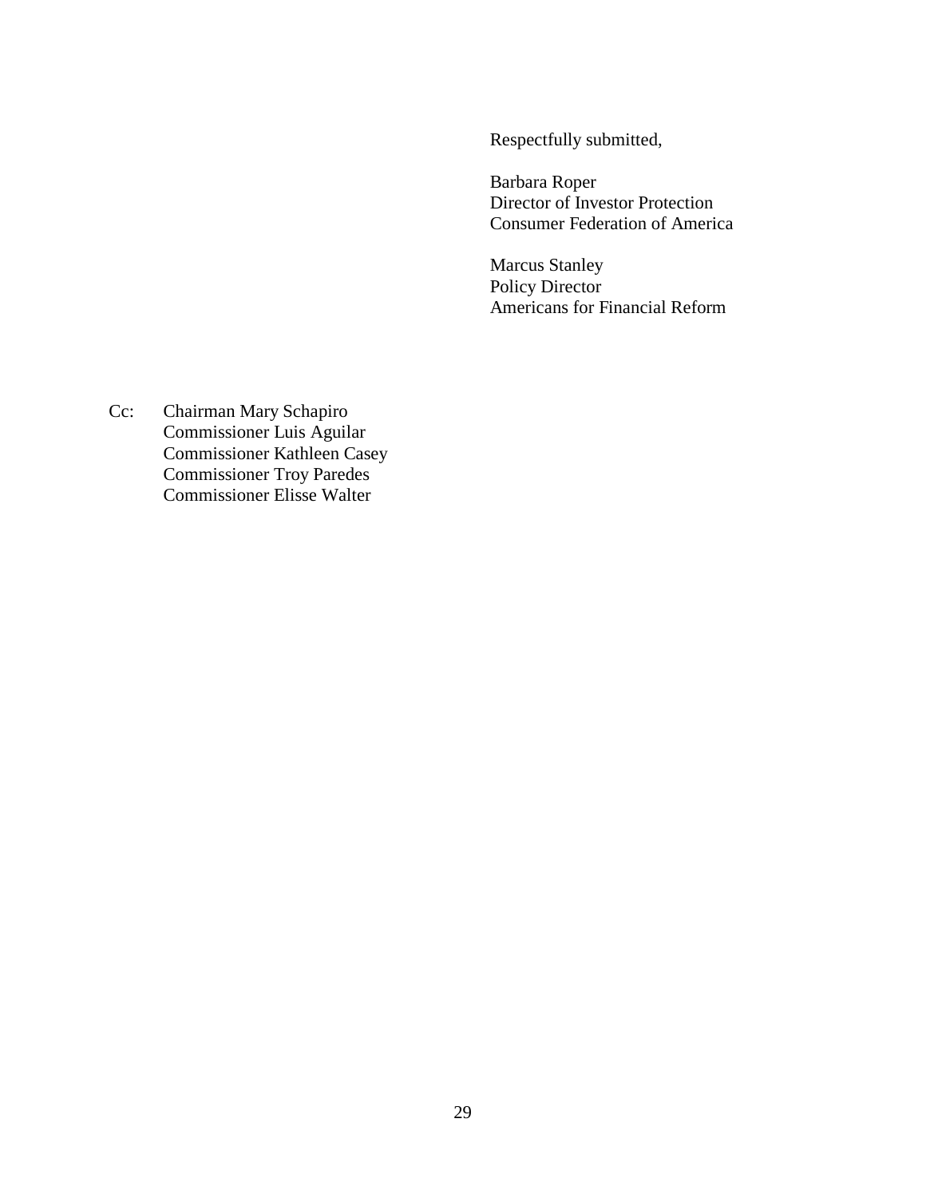Respectfully submitted,

Barbara Roper
Director of Investor Protection
Consumer Federation of America

Marcus Stanley
Policy Director
Americans for Financial Reform

Cc: Chairman Mary Schapiro
Commissioner Luis Aguilar
Commissioner Kathleen Casey
Commissioner Troy Paredes
Commissioner Elisse Walter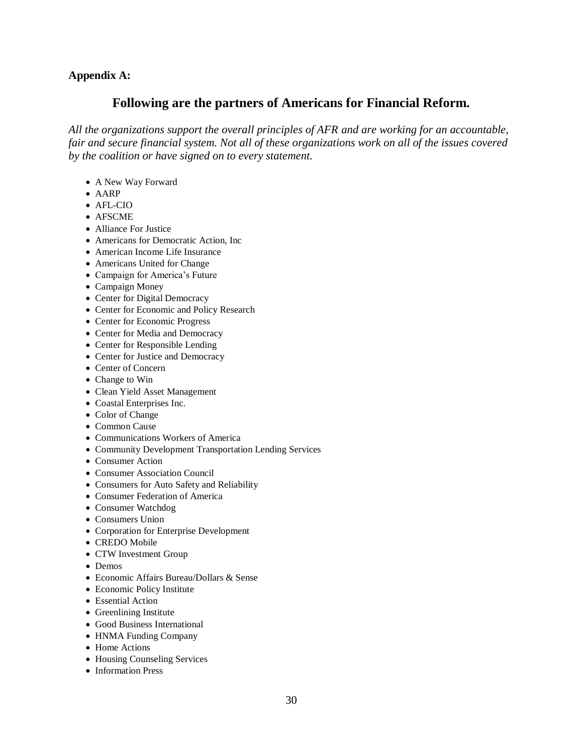**Appendix A:**

## Following are the partners of Americans for Financial Reform.

*All the organizations support the overall principles of AFR and are working for an accountable, fair and secure financial system. Not all of these organizations work on all of the issues covered by the coalition or have signed on to every statement.*

- A New Way Forward
- AARP
- AFL-CIO
- AFSCME
- Alliance For Justice
- Americans for Democratic Action, Inc
- American Income Life Insurance
- Americans United for Change
- Campaign for America's Future
- Campaign Money
- Center for Digital Democracy
- Center for Economic and Policy Research
- Center for Economic Progress
- Center for Media and Democracy
- Center for Responsible Lending
- Center for Justice and Democracy
- Center of Concern
- Change to Win
- Clean Yield Asset Management
- Coastal Enterprises Inc.
- Color of Change
- Common Cause
- Communications Workers of America
- Community Development Transportation Lending Services
- Consumer Action
- Consumer Association Council
- Consumers for Auto Safety and Reliability
- Consumer Federation of America
- Consumer Watchdog
- Consumers Union
- Corporation for Enterprise Development
- CREDO Mobile
- CTW Investment Group
- Demos
- Economic Affairs Bureau/Dollars & Sense
- Economic Policy Institute
- Essential Action
- Greenlining Institute
- Good Business International
- HNMA Funding Company
- Home Actions
- Housing Counseling Services
- Information Press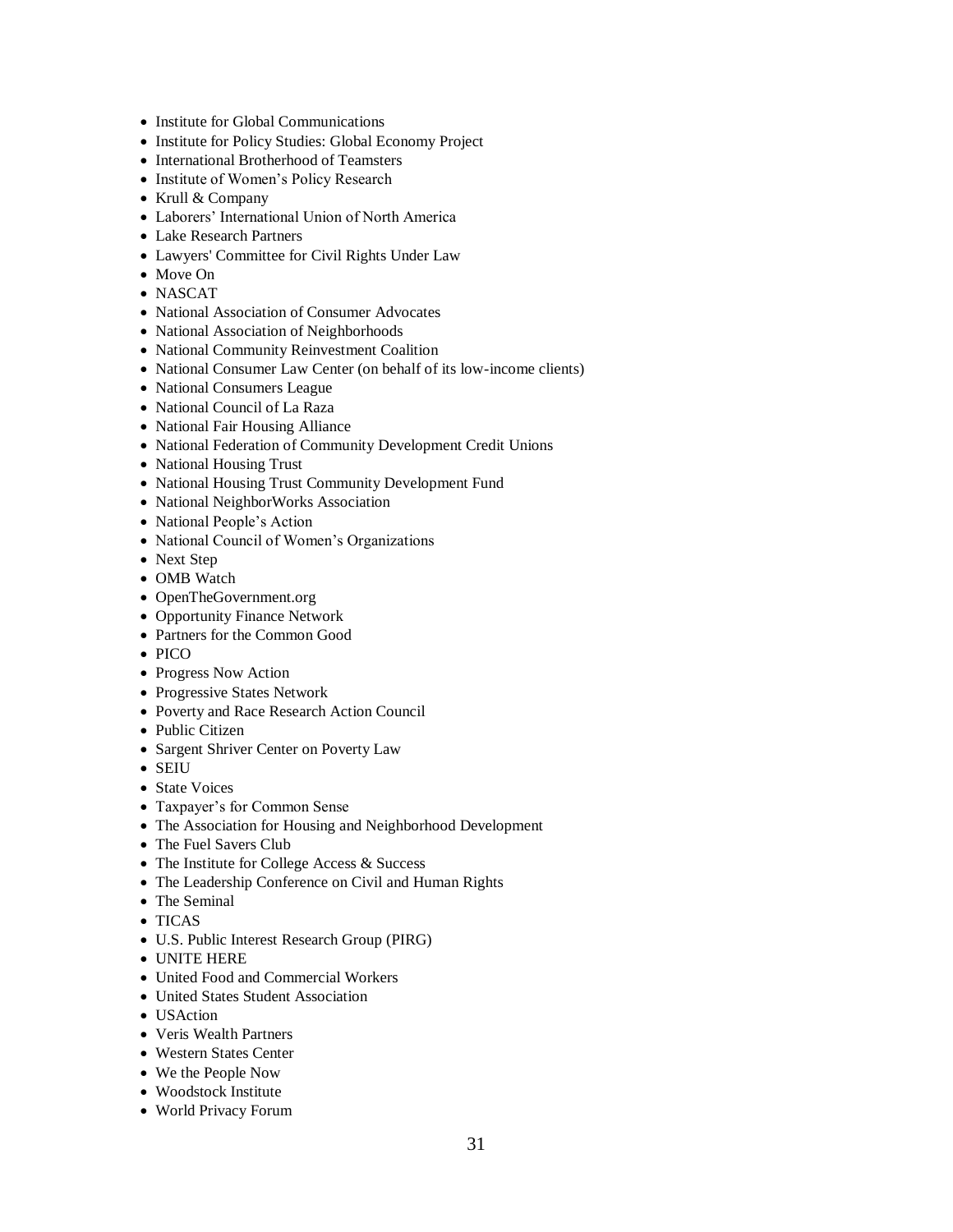- Institute for Global Communications
- Institute for Policy Studies: Global Economy Project
- International Brotherhood of Teamsters
- Institute of Women's Policy Research
- Krull & Company
- Laborers' International Union of North America
- Lake Research Partners
- Lawyers' Committee for Civil Rights Under Law
- Move On
- NASCAT
- National Association of Consumer Advocates
- National Association of Neighborhoods
- National Community Reinvestment Coalition
- National Consumer Law Center (on behalf of its low-income clients)
- National Consumers League
- National Council of La Raza
- National Fair Housing Alliance
- National Federation of Community Development Credit Unions
- National Housing Trust
- National Housing Trust Community Development Fund
- National NeighborWorks Association
- National People's Action
- National Council of Women's Organizations
- Next Step
- OMB Watch
- OpenTheGovernment.org
- Opportunity Finance Network
- Partners for the Common Good
- PICO
- Progress Now Action
- Progressive States Network
- Poverty and Race Research Action Council
- Public Citizen
- Sargent Shriver Center on Poverty Law
- SEIU
- State Voices
- Taxpayer's for Common Sense
- The Association for Housing and Neighborhood Development
- The Fuel Savers Club
- The Institute for College Access & Success
- The Leadership Conference on Civil and Human Rights
- The Seminal
- TICAS
- U.S. Public Interest Research Group (PIRG)
- UNITE HERE
- United Food and Commercial Workers
- United States Student Association
- USAction
- Veris Wealth Partners
- Western States Center
- We the People Now
- Woodstock Institute
- World Privacy Forum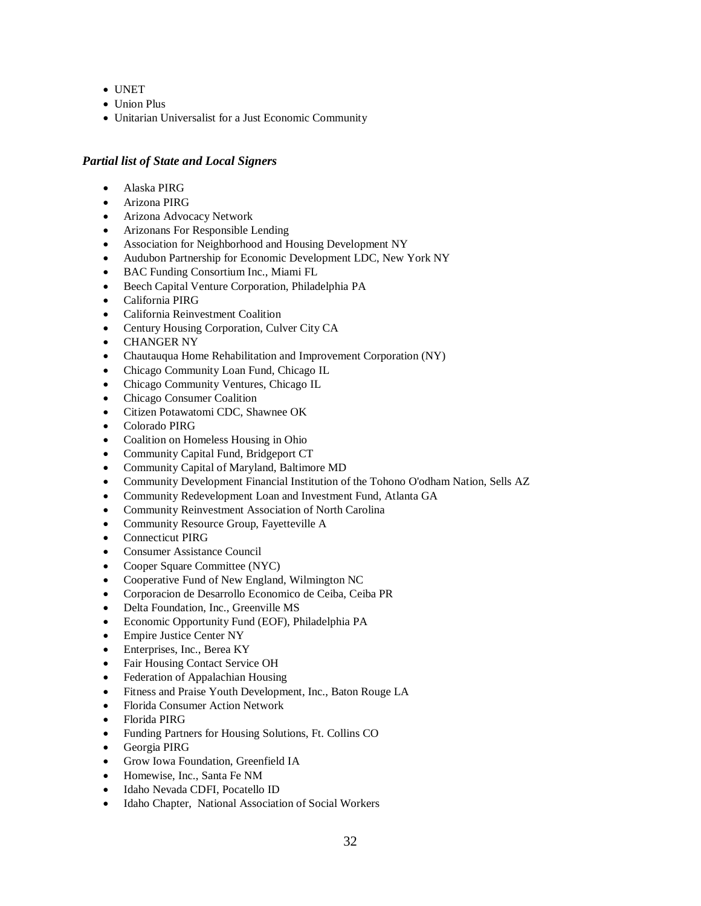- UNET
- Union Plus
- Unitarian Universalist for a Just Economic Community

***Partial list of State and Local Signers***

- Alaska PIRG
- Arizona PIRG
- Arizona Advocacy Network
- Arizonans For Responsible Lending
- Association for Neighborhood and Housing Development NY
- Audubon Partnership for Economic Development LDC, New York NY
- BAC Funding Consortium Inc., Miami FL
- Beech Capital Venture Corporation, Philadelphia PA
- California PIRG
- California Reinvestment Coalition
- Century Housing Corporation, Culver City CA
- CHANGER NY
- Chautauqua Home Rehabilitation and Improvement Corporation (NY)
- Chicago Community Loan Fund, Chicago IL
- Chicago Community Ventures, Chicago IL
- Chicago Consumer Coalition
- Citizen Potawatomi CDC, Shawnee OK
- Colorado PIRG
- Coalition on Homeless Housing in Ohio
- Community Capital Fund, Bridgeport CT
- Community Capital of Maryland, Baltimore MD
- Community Development Financial Institution of the Tohono O'odham Nation, Sells AZ
- Community Redevelopment Loan and Investment Fund, Atlanta GA
- Community Reinvestment Association of North Carolina
- Community Resource Group, Fayetteville A
- Connecticut PIRG
- Consumer Assistance Council
- Cooper Square Committee (NYC)
- Cooperative Fund of New England, Wilmington NC
- Corporacion de Desarrollo Economico de Ceiba, Ceiba PR
- Delta Foundation, Inc., Greenville MS
- Economic Opportunity Fund (EOF), Philadelphia PA
- Empire Justice Center NY
- Enterprises, Inc., Berea KY
- Fair Housing Contact Service OH
- Federation of Appalachian Housing
- Fitness and Praise Youth Development, Inc., Baton Rouge LA
- Florida Consumer Action Network
- Florida PIRG
- Funding Partners for Housing Solutions, Ft. Collins CO
- Georgia PIRG
- Grow Iowa Foundation, Greenfield IA
- Homewise, Inc., Santa Fe NM
- Idaho Nevada CDFI, Pocatello ID
- Idaho Chapter, National Association of Social Workers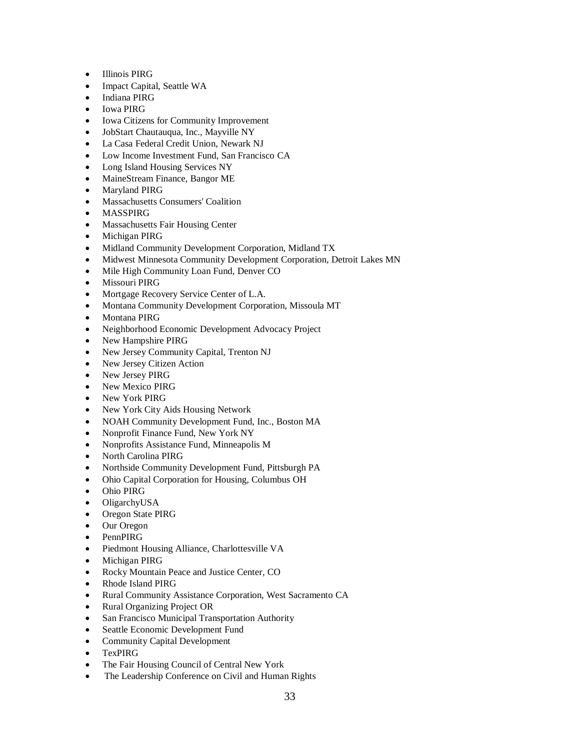- Illinois PIRG
- Impact Capital, Seattle WA
- Indiana PIRG
- Iowa PIRG
- Iowa Citizens for Community Improvement
- JobStart Chautauqua, Inc., Mayville NY
- La Casa Federal Credit Union, Newark NJ
- Low Income Investment Fund, San Francisco CA
- Long Island Housing Services NY
- MaineStream Finance, Bangor ME
- Maryland PIRG
- Massachusetts Consumers' Coalition
- MASSPIRG
- Massachusetts Fair Housing Center
- Michigan PIRG
- Midland Community Development Corporation, Midland TX
- Midwest Minnesota Community Development Corporation, Detroit Lakes MN
- Mile High Community Loan Fund, Denver CO
- Missouri PIRG
- Mortgage Recovery Service Center of L.A.
- Montana Community Development Corporation, Missoula MT
- Montana PIRG
- Neighborhood Economic Development Advocacy Project
- New Hampshire PIRG
- New Jersey Community Capital, Trenton NJ
- New Jersey Citizen Action
- New Jersey PIRG
- New Mexico PIRG
- New York PIRG
- New York City Aids Housing Network
- NOAH Community Development Fund, Inc., Boston MA
- Nonprofit Finance Fund, New York NY
- Nonprofits Assistance Fund, Minneapolis M
- North Carolina PIRG
- Northside Community Development Fund, Pittsburgh PA
- Ohio Capital Corporation for Housing, Columbus OH
- Ohio PIRG
- OligarchyUSA
- Oregon State PIRG
- Our Oregon
- PennPIRG
- Piedmont Housing Alliance, Charlottesville VA
- Michigan PIRG
- Rocky Mountain Peace and Justice Center, CO
- Rhode Island PIRG
- Rural Community Assistance Corporation, West Sacramento CA
- Rural Organizing Project OR
- San Francisco Municipal Transportation Authority
- Seattle Economic Development Fund
- Community Capital Development
- TexPIRG
- The Fair Housing Council of Central New York
- The Leadership Conference on Civil and Human Rights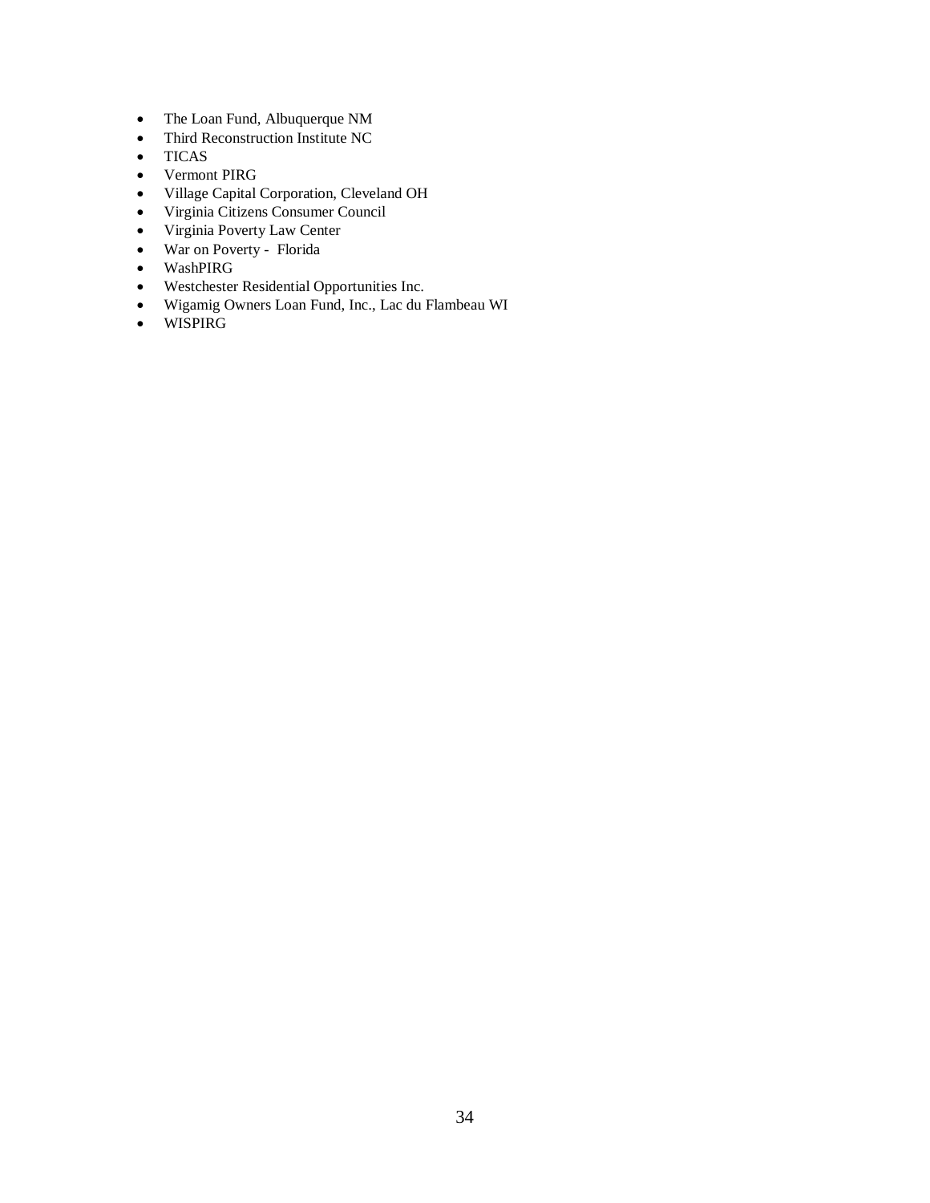- The Loan Fund, Albuquerque NM
- Third Reconstruction Institute NC
- TICAS
- Vermont PIRG
- Village Capital Corporation, Cleveland OH
- Virginia Citizens Consumer Council
- Virginia Poverty Law Center
- War on Poverty - Florida
- WashPIRG
- Westchester Residential Opportunities Inc.
- Wigamig Owners Loan Fund, Inc., Lac du Flambeau WI
- WISPIRG